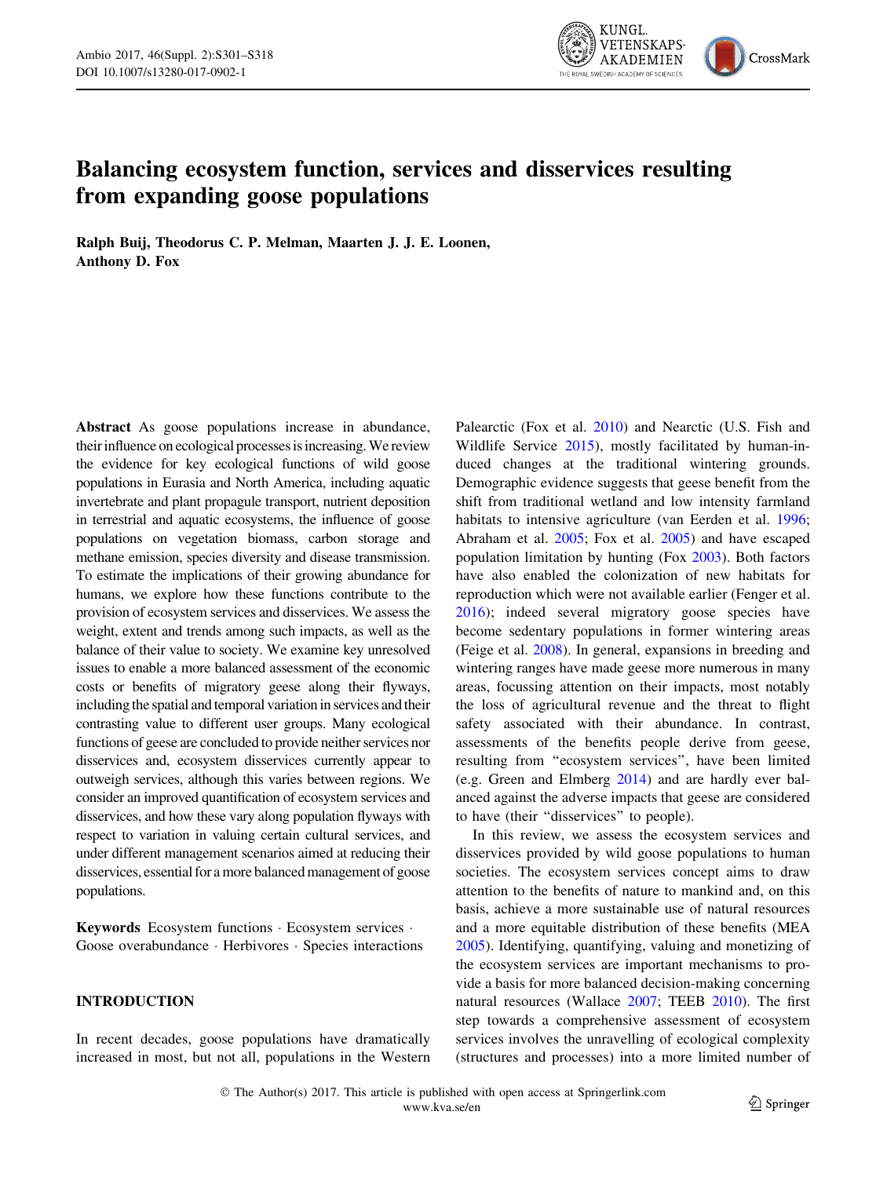# Balancing ecosystem function, services and disservices resulting from expanding goose populations

**Ralph Buij, Theodorus C. P. Melman, Maarten J. J. E. Loonen, Anthony D. Fox**

**Abstract** As goose populations increase in abundance, their influence on ecological processes is increasing. We review the evidence for key ecological functions of wild goose populations in Eurasia and North America, including aquatic invertebrate and plant propagule transport, nutrient deposition in terrestrial and aquatic ecosystems, the influence of goose populations on vegetation biomass, carbon storage and methane emission, species diversity and disease transmission. To estimate the implications of their growing abundance for humans, we explore how these functions contribute to the provision of ecosystem services and disservices. We assess the weight, extent and trends among such impacts, as well as the balance of their value to society. We examine key unresolved issues to enable a more balanced assessment of the economic costs or benefits of migratory geese along their flyways, including the spatial and temporal variation in services and their contrasting value to different user groups. Many ecological functions of geese are concluded to provide neither services nor disservices and, ecosystem disservices currently appear to outweigh services, although this varies between regions. We consider an improved quantification of ecosystem services and disservices, and how these vary along population flyways with respect to variation in valuing certain cultural services, and under different management scenarios aimed at reducing their disservices, essential for a more balanced management of goose populations.

**Keywords** Ecosystem functions · Ecosystem services · Goose overabundance · Herbivores · Species interactions

## INTRODUCTION

In recent decades, goose populations have dramatically increased in most, but not all, populations in the Western Palearctic (Fox et al. 2010) and Nearctic (U.S. Fish and Wildlife Service 2015), mostly facilitated by human-induced changes at the traditional wintering grounds. Demographic evidence suggests that geese benefit from the shift from traditional wetland and low intensity farmland habitats to intensive agriculture (van Eerden et al. 1996; Abraham et al. 2005; Fox et al. 2005) and have escaped population limitation by hunting (Fox 2003). Both factors have also enabled the colonization of new habitats for reproduction which were not available earlier (Fenger et al. 2016); indeed several migratory goose species have become sedentary populations in former wintering areas (Feige et al. 2008). In general, expansions in breeding and wintering ranges have made geese more numerous in many areas, focussing attention on their impacts, most notably the loss of agricultural revenue and the threat to flight safety associated with their abundance. In contrast, assessments of the benefits people derive from geese, resulting from "ecosystem services", have been limited (e.g. Green and Elmberg 2014) and are hardly ever balanced against the adverse impacts that geese are considered to have (their "disservices" to people).

In this review, we assess the ecosystem services and disservices provided by wild goose populations to human societies. The ecosystem services concept aims to draw attention to the benefits of nature to mankind and, on this basis, achieve a more sustainable use of natural resources and a more equitable distribution of these benefits (MEA 2005). Identifying, quantifying, valuing and monetizing of the ecosystem services are important mechanisms to provide a basis for more balanced decision-making concerning natural resources (Wallace 2007; TEEB 2010). The first step towards a comprehensive assessment of ecosystem services involves the unravelling of ecological complexity (structures and processes) into a more limited number of

© The Author(s) 2017. This article is published with open access at Springerlink.com
www.kva.se/en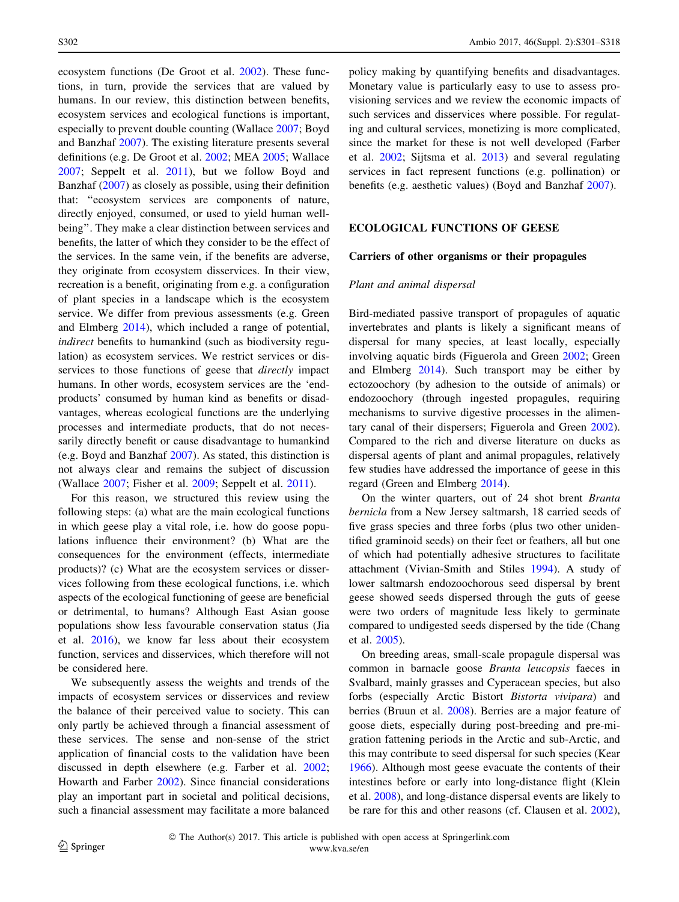ecosystem functions (De Groot et al. 2002). These functions, in turn, provide the services that are valued by humans. In our review, this distinction between benefits, ecosystem services and ecological functions is important, especially to prevent double counting (Wallace 2007; Boyd and Banzhaf 2007). The existing literature presents several definitions (e.g. De Groot et al. 2002; MEA 2005; Wallace 2007; Seppelt et al. 2011), but we follow Boyd and Banzhaf (2007) as closely as possible, using their definition that: "ecosystem services are components of nature, directly enjoyed, consumed, or used to yield human well-being". They make a clear distinction between services and benefits, the latter of which they consider to be the effect of the services. In the same vein, if the benefits are adverse, they originate from ecosystem disservices. In their view, recreation is a benefit, originating from e.g. a configuration of plant species in a landscape which is the ecosystem service. We differ from previous assessments (e.g. Green and Elmberg 2014), which included a range of potential, *indirect* benefits to humankind (such as biodiversity regulation) as ecosystem services. We restrict services or disservices to those functions of geese that *directly* impact humans. In other words, ecosystem services are the 'end-products' consumed by human kind as benefits or disadvantages, whereas ecological functions are the underlying processes and intermediate products, that do not necessarily directly benefit or cause disadvantage to humankind (e.g. Boyd and Banzhaf 2007). As stated, this distinction is not always clear and remains the subject of discussion (Wallace 2007; Fisher et al. 2009; Seppelt et al. 2011).

For this reason, we structured this review using the following steps: (a) what are the main ecological functions in which geese play a vital role, i.e. how do goose populations influence their environment? (b) What are the consequences for the environment (effects, intermediate products)? (c) What are the ecosystem services or disservices following from these ecological functions, i.e. which aspects of the ecological functioning of geese are beneficial or detrimental, to humans? Although East Asian goose populations show less favourable conservation status (Jia et al. 2016), we know far less about their ecosystem function, services and disservices, which therefore will not be considered here.

We subsequently assess the weights and trends of the impacts of ecosystem services or disservices and review the balance of their perceived value to society. This can only partly be achieved through a financial assessment of these services. The sense and non-sense of the strict application of financial costs to the validation have been discussed in depth elsewhere (e.g. Farber et al. 2002; Howarth and Farber 2002). Since financial considerations play an important part in societal and political decisions, such a financial assessment may facilitate a more balanced policy making by quantifying benefits and disadvantages. Monetary value is particularly easy to use to assess provisioning services and we review the economic impacts of such services and disservices where possible. For regulating and cultural services, monetizing is more complicated, since the market for these is not well developed (Farber et al. 2002; Sijtsma et al. 2013) and several regulating services in fact represent functions (e.g. pollination) or benefits (e.g. aesthetic values) (Boyd and Banzhaf 2007).

## ECOLOGICAL FUNCTIONS OF GEESE

### Carriers of other organisms or their propagules

#### *Plant and animal dispersal*

Bird-mediated passive transport of propagules of aquatic invertebrates and plants is likely a significant means of dispersal for many species, at least locally, especially involving aquatic birds (Figuerola and Green 2002; Green and Elmberg 2014). Such transport may be either by ectozoochory (by adhesion to the outside of animals) or endozoochory (through ingested propagules, requiring mechanisms to survive digestive processes in the alimentary canal of their dispersers; Figuerola and Green 2002). Compared to the rich and diverse literature on ducks as dispersal agents of plant and animal propagules, relatively few studies have addressed the importance of geese in this regard (Green and Elmberg 2014).

On the winter quarters, out of 24 shot brent *Branta bernicla* from a New Jersey saltmarsh, 18 carried seeds of five grass species and three forbs (plus two other unidentified graminoid seeds) on their feet or feathers, all but one of which had potentially adhesive structures to facilitate attachment (Vivian-Smith and Stiles 1994). A study of lower saltmarsh endozoochorous seed dispersal by brent geese showed seeds dispersed through the guts of geese were two orders of magnitude less likely to germinate compared to undigested seeds dispersed by the tide (Chang et al. 2005).

On breeding areas, small-scale propagule dispersal was common in barnacle goose *Branta leucopsis* faeces in Svalbard, mainly grasses and Cyperacean species, but also forbs (especially Arctic Bistort *Bistorta vivipara*) and berries (Bruun et al. 2008). Berries are a major feature of goose diets, especially during post-breeding and pre-migration fattening periods in the Arctic and sub-Arctic, and this may contribute to seed dispersal for such species (Kear 1966). Although most geese evacuate the contents of their intestines before or early into long-distance flight (Klein et al. 2008), and long-distance dispersal events are likely to be rare for this and other reasons (cf. Clausen et al. 2002),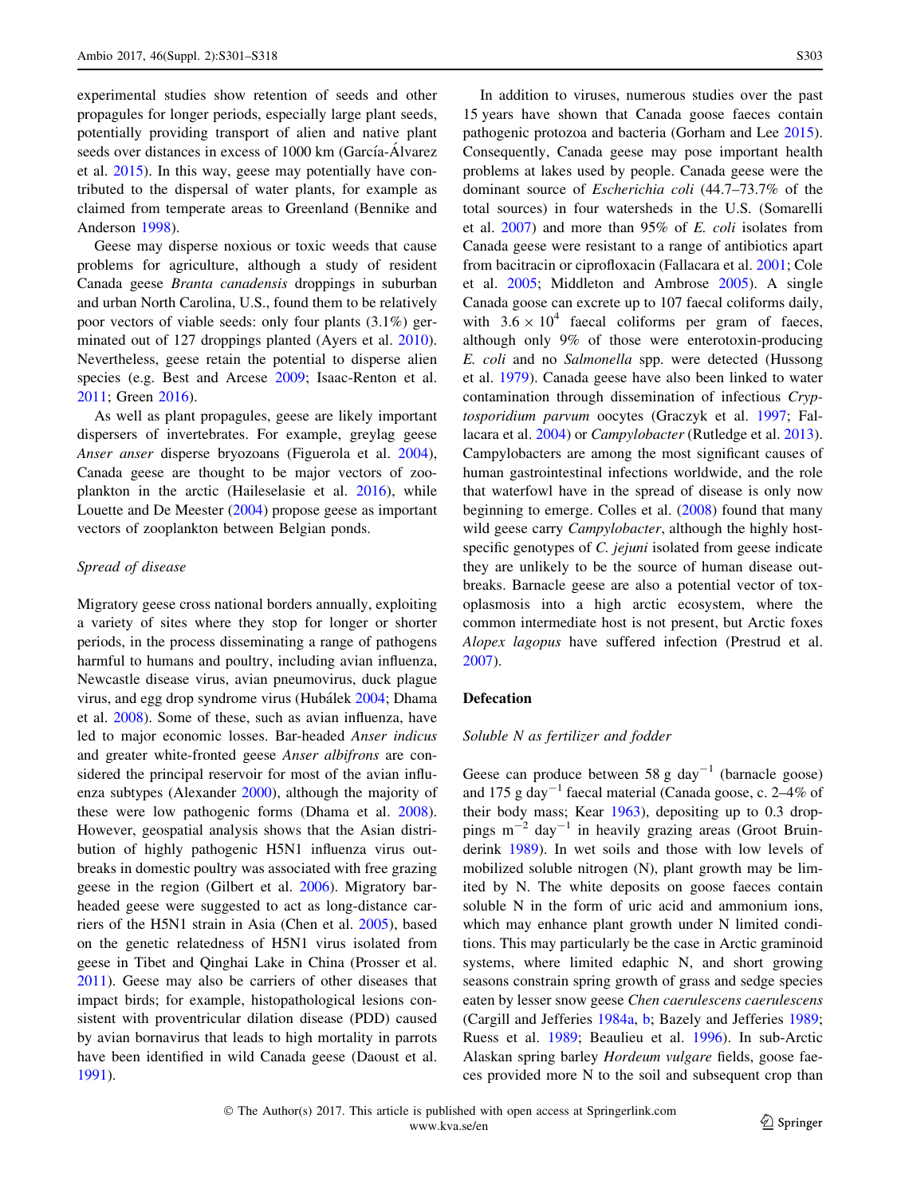experimental studies show retention of seeds and other propagules for longer periods, especially large plant seeds, potentially providing transport of alien and native plant seeds over distances in excess of 1000 km (García-Álvarez et al. 2015). In this way, geese may potentially have contributed to the dispersal of water plants, for example as claimed from temperate areas to Greenland (Bennike and Anderson 1998).

Geese may disperse noxious or toxic weeds that cause problems for agriculture, although a study of resident Canada geese *Branta canadensis* droppings in suburban and urban North Carolina, U.S., found them to be relatively poor vectors of viable seeds: only four plants (3.1%) germinated out of 127 droppings planted (Ayers et al. 2010). Nevertheless, geese retain the potential to disperse alien species (e.g. Best and Arcese 2009; Isaac-Renton et al. 2011; Green 2016).

As well as plant propagules, geese are likely important dispersers of invertebrates. For example, greylag geese *Anser anser* disperse bryozoans (Figuerola et al. 2004), Canada geese are thought to be major vectors of zooplankton in the arctic (Haileselasie et al. 2016), while Louette and De Meester (2004) propose geese as important vectors of zooplankton between Belgian ponds.

### *Spread of disease*

Migratory geese cross national borders annually, exploiting a variety of sites where they stop for longer or shorter periods, in the process disseminating a range of pathogens harmful to humans and poultry, including avian influenza, Newcastle disease virus, avian pneumovirus, duck plague virus, and egg drop syndrome virus (Hubálek 2004; Dhama et al. 2008). Some of these, such as avian influenza, have led to major economic losses. Bar-headed *Anser indicus* and greater white-fronted geese *Anser albifrons* are considered the principal reservoir for most of the avian influenza subtypes (Alexander 2000), although the majority of these were low pathogenic forms (Dhama et al. 2008). However, geospatial analysis shows that the Asian distribution of highly pathogenic H5N1 influenza virus outbreaks in domestic poultry was associated with free grazing geese in the region (Gilbert et al. 2006). Migratory bar-headed geese were suggested to act as long-distance carriers of the H5N1 strain in Asia (Chen et al. 2005), based on the genetic relatedness of H5N1 virus isolated from geese in Tibet and Qinghai Lake in China (Prosser et al. 2011). Geese may also be carriers of other diseases that impact birds; for example, histopathological lesions consistent with proventricular dilation disease (PDD) caused by avian bornavirus that leads to high mortality in parrots have been identified in wild Canada geese (Daoust et al. 1991).

In addition to viruses, numerous studies over the past 15 years have shown that Canada goose faeces contain pathogenic protozoa and bacteria (Gorham and Lee 2015). Consequently, Canada geese may pose important health problems at lakes used by people. Canada geese were the dominant source of *Escherichia coli* (44.7–73.7% of the total sources) in four watersheds in the U.S. (Somarelli et al. 2007) and more than 95% of *E. coli* isolates from Canada geese were resistant to a range of antibiotics apart from bacitracin or ciprofloxacin (Fallacara et al. 2001; Cole et al. 2005; Middleton and Ambrose 2005). A single Canada goose can excrete up to 107 faecal coliforms daily, with $3.6 \times 10^4$ faecal coliforms per gram of faeces, although only 9% of those were enterotoxin-producing *E. coli* and no *Salmonella* spp. were detected (Hussong et al. 1979). Canada geese have also been linked to water contamination through dissemination of infectious *Cryptosporidium parvum* oocytes (Graczyk et al. 1997; Fallacara et al. 2004) or *Campylobacter* (Rutledge et al. 2013). Campylobacters are among the most significant causes of human gastrointestinal infections worldwide, and the role that waterfowl have in the spread of disease is only now beginning to emerge. Colles et al. (2008) found that many wild geese carry *Campylobacter*, although the highly host-specific genotypes of *C. jejuni* isolated from geese indicate they are unlikely to be the source of human disease outbreaks. Barnacle geese are also a potential vector of toxoplasmosis into a high arctic ecosystem, where the common intermediate host is not present, but Arctic foxes *Alopex lagopus* have suffered infection (Prestrud et al. 2007).

## Defecation

### *Soluble N as fertilizer and fodder*

Geese can produce between 58 g day$^{-1}$ (barnacle goose) and 175 g day$^{-1}$ faecal material (Canada goose, c. 2–4% of their body mass; Kear 1963), depositing up to 0.3 droppings m$^{-2}$ day$^{-1}$ in heavily grazing areas (Groot Bruinderink 1989). In wet soils and those with low levels of mobilized soluble nitrogen (N), plant growth may be limited by N. The white deposits on goose faeces contain soluble N in the form of uric acid and ammonium ions, which may enhance plant growth under N limited conditions. This may particularly be the case in Arctic graminoid systems, where limited edaphic N, and short growing seasons constrain spring growth of grass and sedge species eaten by lesser snow geese *Chen caerulescens caerulescens* (Cargill and Jefferies 1984a, b; Bazely and Jefferies 1989; Ruess et al. 1989; Beaulieu et al. 1996). In sub-Arctic Alaskan spring barley *Hordeum vulgare* fields, goose faeces provided more N to the soil and subsequent crop than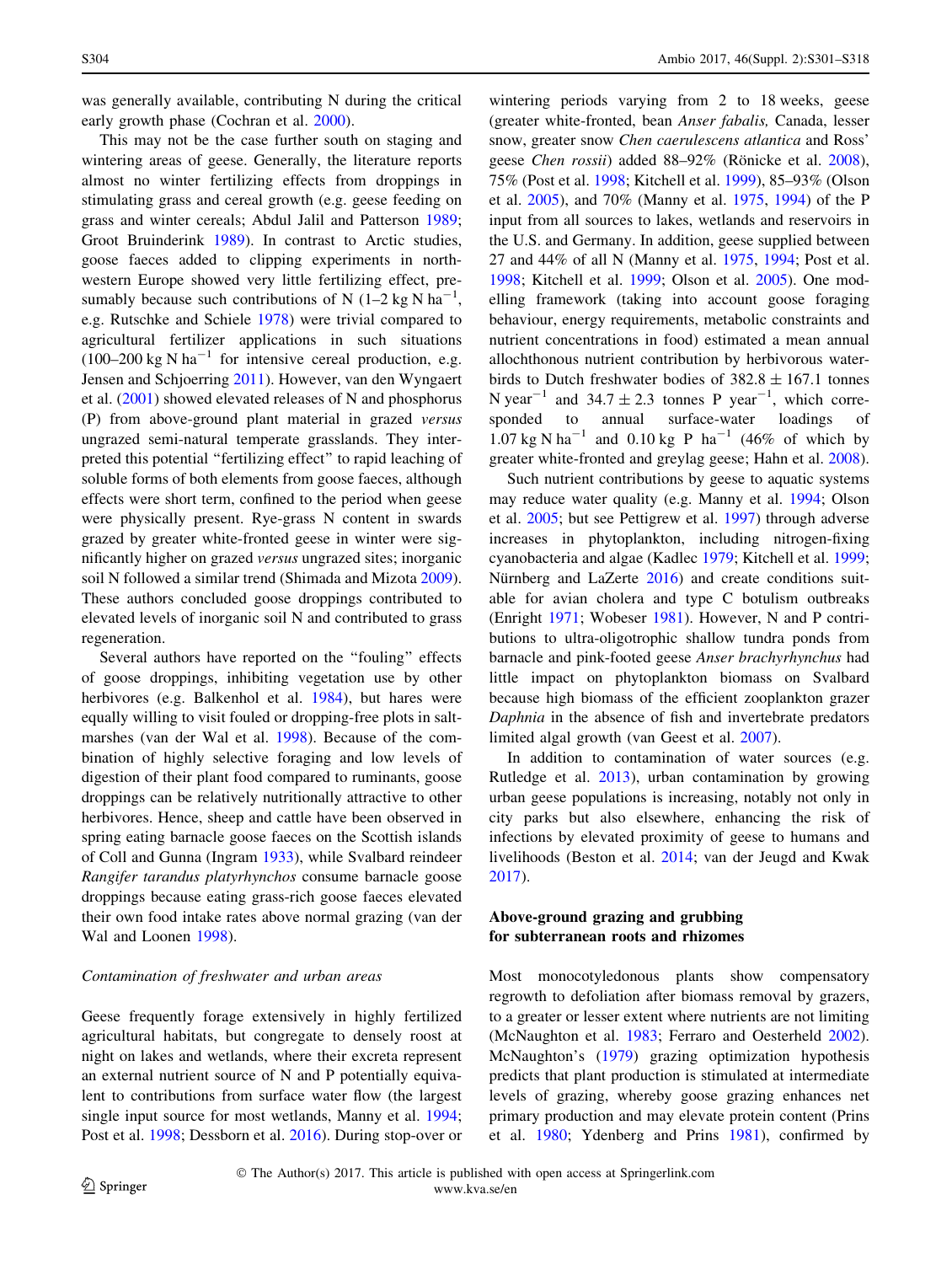was generally available, contributing N during the critical early growth phase (Cochran et al. 2000).

This may not be the case further south on staging and wintering areas of geese. Generally, the literature reports almost no winter fertilizing effects from droppings in stimulating grass and cereal growth (e.g. geese feeding on grass and winter cereals; Abdul Jalil and Patterson 1989; Groot Bruinderink 1989). In contrast to Arctic studies, goose faeces added to clipping experiments in north-western Europe showed very little fertilizing effect, presumably because such contributions of N (1–2 kg N $ha^{-1}$, e.g. Rutschke and Schiele 1978) were trivial compared to agricultural fertilizer applications in such situations (100–200 kg N $ha^{-1}$ for intensive cereal production, e.g. Jensen and Schjoerring 2011). However, van den Wyngaert et al. (2001) showed elevated releases of N and phosphorus (P) from above-ground plant material in grazed *versus* ungrazed semi-natural temperate grasslands. They interpreted this potential "fertilizing effect" to rapid leaching of soluble forms of both elements from goose faeces, although effects were short term, confined to the period when geese were physically present. Rye-grass N content in swards grazed by greater white-fronted geese in winter were significantly higher on grazed *versus* ungrazed sites; inorganic soil N followed a similar trend (Shimada and Mizota 2009). These authors concluded goose droppings contributed to elevated levels of inorganic soil N and contributed to grass regeneration.

Several authors have reported on the "fouling" effects of goose droppings, inhibiting vegetation use by other herbivores (e.g. Balkenhol et al. 1984), but hares were equally willing to visit fouled or dropping-free plots in salt-marshes (van der Wal et al. 1998). Because of the combination of highly selective foraging and low levels of digestion of their plant food compared to ruminants, goose droppings can be relatively nutritionally attractive to other herbivores. Hence, sheep and cattle have been observed in spring eating barnacle goose faeces on the Scottish islands of Coll and Gunna (Ingram 1933), while Svalbard reindeer *Rangifer tarandus platyrhynchos* consume barnacle goose droppings because eating grass-rich goose faeces elevated their own food intake rates above normal grazing (van der Wal and Loonen 1998).

### *Contamination of freshwater and urban areas*

Geese frequently forage extensively in highly fertilized agricultural habitats, but congregate to densely roost at night on lakes and wetlands, where their excreta represent an external nutrient source of N and P potentially equivalent to contributions from surface water flow (the largest single input source for most wetlands, Manny et al. 1994; Post et al. 1998; Dessborn et al. 2016). During stop-over or wintering periods varying from 2 to 18 weeks, geese (greater white-fronted, bean *Anser fabalis,* Canada, lesser snow, greater snow *Chen caerulescens atlantica* and Ross' geese *Chen rossii*) added 88–92% (Rönicke et al. 2008), 75% (Post et al. 1998; Kitchell et al. 1999), 85–93% (Olson et al. 2005), and 70% (Manny et al. 1975, 1994) of the P input from all sources to lakes, wetlands and reservoirs in the U.S. and Germany. In addition, geese supplied between 27 and 44% of all N (Manny et al. 1975, 1994; Post et al. 1998; Kitchell et al. 1999; Olson et al. 2005). One modelling framework (taking into account goose foraging behaviour, energy requirements, metabolic constraints and nutrient concentrations in food) estimated a mean annual allochthonous nutrient contribution by herbivorous waterbirds to Dutch freshwater bodies of 382.8 ± 167.1 tonnes N $year^{-1}$ and 34.7 ± 2.3 tonnes P $year^{-1}$, which corresponded to annual surface-water loadings of 1.07 kg N $ha^{-1}$ and 0.10 kg P $ha^{-1}$ (46% of which by greater white-fronted and greylag geese; Hahn et al. 2008).

Such nutrient contributions by geese to aquatic systems may reduce water quality (e.g. Manny et al. 1994; Olson et al. 2005; but see Pettigrew et al. 1997) through adverse increases in phytoplankton, including nitrogen-fixing cyanobacteria and algae (Kadlec 1979; Kitchell et al. 1999; Nürnberg and LaZerte 2016) and create conditions suitable for avian cholera and type C botulism outbreaks (Enright 1971; Wobeser 1981). However, N and P contributions to ultra-oligotrophic shallow tundra ponds from barnacle and pink-footed geese *Anser brachyrhynchus* had little impact on phytoplankton biomass on Svalbard because high biomass of the efficient zooplankton grazer *Daphnia* in the absence of fish and invertebrate predators limited algal growth (van Geest et al. 2007).

In addition to contamination of water sources (e.g. Rutledge et al. 2013), urban contamination by growing urban geese populations is increasing, notably not only in city parks but also elsewhere, enhancing the risk of infections by elevated proximity of geese to humans and livelihoods (Beston et al. 2014; van der Jeugd and Kwak 2017).

## Above-ground grazing and grubbing for subterranean roots and rhizomes

Most monocotyledonous plants show compensatory regrowth to defoliation after biomass removal by grazers, to a greater or lesser extent where nutrients are not limiting (McNaughton et al. 1983; Ferraro and Oesterheld 2002). McNaughton's (1979) grazing optimization hypothesis predicts that plant production is stimulated at intermediate levels of grazing, whereby goose grazing enhances net primary production and may elevate protein content (Prins et al. 1980; Ydenberg and Prins 1981), confirmed by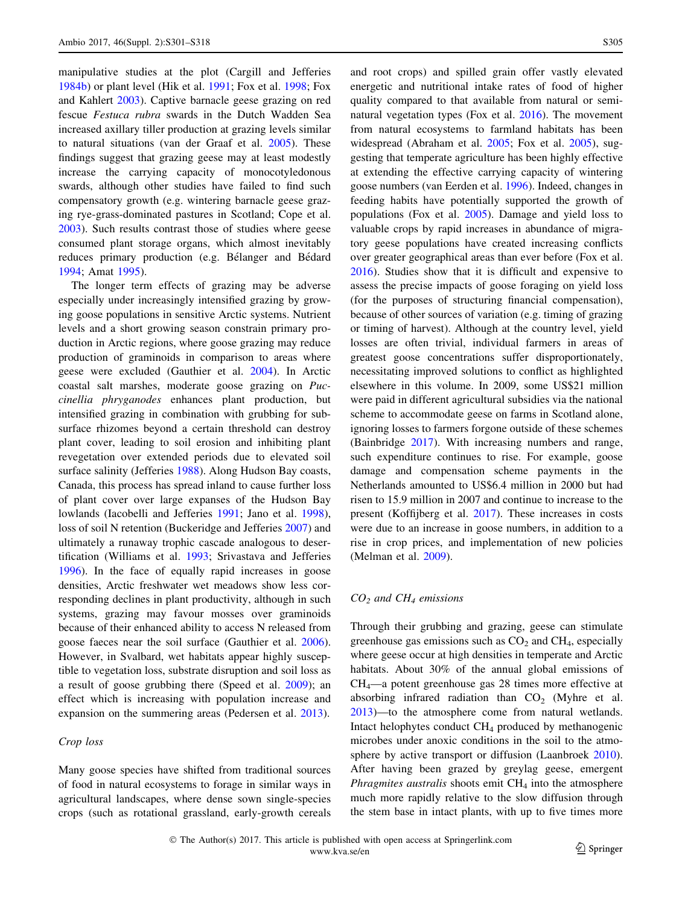manipulative studies at the plot (Cargill and Jefferies 1984b) or plant level (Hik et al. 1991; Fox et al. 1998; Fox and Kahlert 2003). Captive barnacle geese grazing on red fescue *Festuca rubra* swards in the Dutch Wadden Sea increased axillary tiller production at grazing levels similar to natural situations (van der Graaf et al. 2005). These findings suggest that grazing geese may at least modestly increase the carrying capacity of monocotyledonous swards, although other studies have failed to find such compensatory growth (e.g. wintering barnacle geese grazing rye-grass-dominated pastures in Scotland; Cope et al. 2003). Such results contrast those of studies where geese consumed plant storage organs, which almost inevitably reduces primary production (e.g. Bélanger and Bédard 1994; Amat 1995).

The longer term effects of grazing may be adverse especially under increasingly intensified grazing by growing goose populations in sensitive Arctic systems. Nutrient levels and a short growing season constrain primary production in Arctic regions, where goose grazing may reduce production of graminoids in comparison to areas where geese were excluded (Gauthier et al. 2004). In Arctic coastal salt marshes, moderate goose grazing on *Puccinellia phryganodes* enhances plant production, but intensified grazing in combination with grubbing for subsurface rhizomes beyond a certain threshold can destroy plant cover, leading to soil erosion and inhibiting plant revegetation over extended periods due to elevated soil surface salinity (Jefferies 1988). Along Hudson Bay coasts, Canada, this process has spread inland to cause further loss of plant cover over large expanses of the Hudson Bay lowlands (Iacobelli and Jefferies 1991; Jano et al. 1998), loss of soil N retention (Buckeridge and Jefferies 2007) and ultimately a runaway trophic cascade analogous to desertification (Williams et al. 1993; Srivastava and Jefferies 1996). In the face of equally rapid increases in goose densities, Arctic freshwater wet meadows show less corresponding declines in plant productivity, although in such systems, grazing may favour mosses over graminoids because of their enhanced ability to access N released from goose faeces near the soil surface (Gauthier et al. 2006). However, in Svalbard, wet habitats appear highly susceptible to vegetation loss, substrate disruption and soil loss as a result of goose grubbing there (Speed et al. 2009); an effect which is increasing with population increase and expansion on the summering areas (Pedersen et al. 2013).

### *Crop loss*

Many goose species have shifted from traditional sources of food in natural ecosystems to forage in similar ways in agricultural landscapes, where dense sown single-species crops (such as rotational grassland, early-growth cereals and root crops) and spilled grain offer vastly elevated energetic and nutritional intake rates of food of higher quality compared to that available from natural or semi-natural vegetation types (Fox et al. 2016). The movement from natural ecosystems to farmland habitats has been widespread (Abraham et al. 2005; Fox et al. 2005), suggesting that temperate agriculture has been highly effective at extending the effective carrying capacity of wintering goose numbers (van Eerden et al. 1996). Indeed, changes in feeding habits have potentially supported the growth of populations (Fox et al. 2005). Damage and yield loss to valuable crops by rapid increases in abundance of migratory geese populations have created increasing conflicts over greater geographical areas than ever before (Fox et al. 2016). Studies show that it is difficult and expensive to assess the precise impacts of goose foraging on yield loss (for the purposes of structuring financial compensation), because of other sources of variation (e.g. timing of grazing or timing of harvest). Although at the country level, yield losses are often trivial, individual farmers in areas of greatest goose concentrations suffer disproportionately, necessitating improved solutions to conflict as highlighted elsewhere in this volume. In 2009, some US$21 million were paid in different agricultural subsidies via the national scheme to accommodate geese on farms in Scotland alone, ignoring losses to farmers forgone outside of these schemes (Bainbridge 2017). With increasing numbers and range, such expenditure continues to rise. For example, goose damage and compensation scheme payments in the Netherlands amounted to US$6.4 million in 2000 but had risen to 15.9 million in 2007 and continue to increase to the present (Koffijberg et al. 2017). These increases in costs were due to an increase in goose numbers, in addition to a rise in crop prices, and implementation of new policies (Melman et al. 2009).

### *$CO_2$ and $CH_4$ emissions*

Through their grubbing and grazing, geese can stimulate greenhouse gas emissions such as $CO_2$ and $CH_4$, especially where geese occur at high densities in temperate and Arctic habitats. About 30% of the annual global emissions of $CH_4$—a potent greenhouse gas 28 times more effective at absorbing infrared radiation than $CO_2$ (Myhre et al. 2013)—to the atmosphere come from natural wetlands. Intact helophytes conduct $CH_4$ produced by methanogenic microbes under anoxic conditions in the soil to the atmosphere by active transport or diffusion (Laanbroek 2010). After having been grazed by greylag geese, emergent *Phragmites australis* shoots emit $CH_4$ into the atmosphere much more rapidly relative to the slow diffusion through the stem base in intact plants, with up to five times more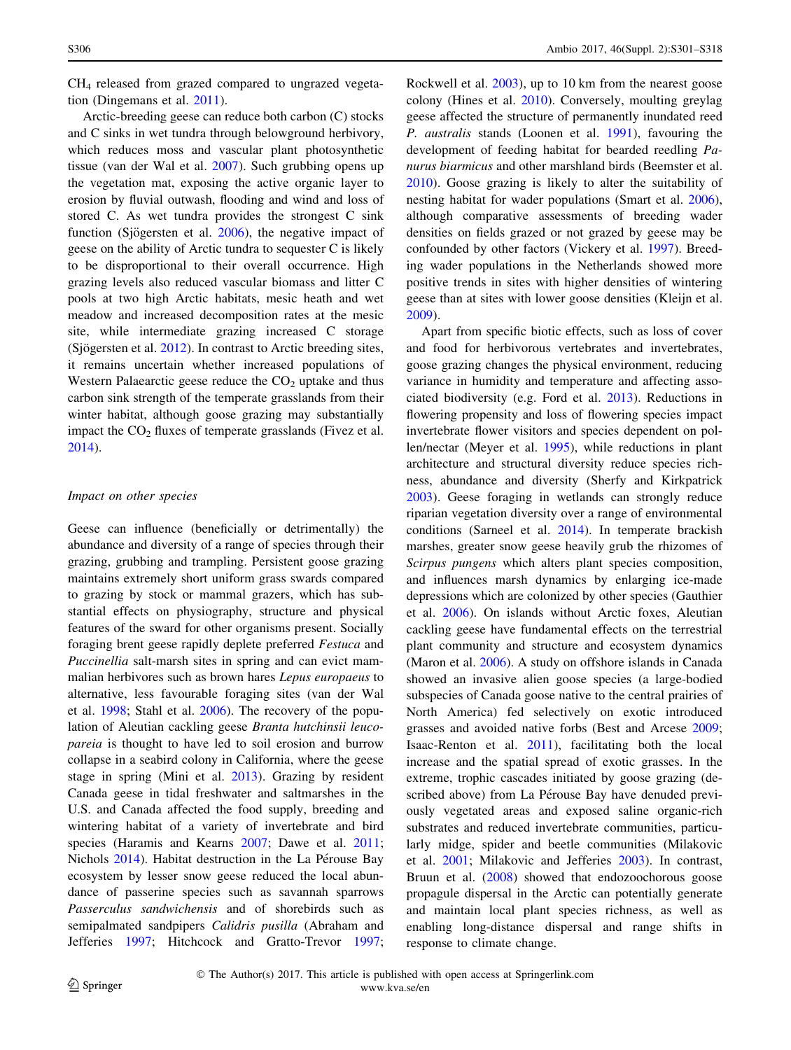$CH_4$ released from grazed compared to ungrazed vegetation (Dingemans et al. 2011).

Arctic-breeding geese can reduce both carbon (C) stocks and C sinks in wet tundra through belowground herbivory, which reduces moss and vascular plant photosynthetic tissue (van der Wal et al. 2007). Such grubbing opens up the vegetation mat, exposing the active organic layer to erosion by fluvial outwash, flooding and wind and loss of stored C. As wet tundra provides the strongest C sink function (Sjögersten et al. 2006), the negative impact of geese on the ability of Arctic tundra to sequester C is likely to be disproportional to their overall occurrence. High grazing levels also reduced vascular biomass and litter C pools at two high Arctic habitats, mesic heath and wet meadow and increased decomposition rates at the mesic site, while intermediate grazing increased C storage (Sjögersten et al. 2012). In contrast to Arctic breeding sites, it remains uncertain whether increased populations of Western Palaearctic geese reduce the $CO_2$ uptake and thus carbon sink strength of the temperate grasslands from their winter habitat, although goose grazing may substantially impact the $CO_2$ fluxes of temperate grasslands (Fivez et al. 2014).

### *Impact on other species*

Geese can influence (beneficially or detrimentally) the abundance and diversity of a range of species through their grazing, grubbing and trampling. Persistent goose grazing maintains extremely short uniform grass swards compared to grazing by stock or mammal grazers, which has substantial effects on physiography, structure and physical features of the sward for other organisms present. Socially foraging brent geese rapidly deplete preferred *Festuca* and *Puccinellia* salt-marsh sites in spring and can evict mammalian herbivores such as brown hares *Lepus europaeus* to alternative, less favourable foraging sites (van der Wal et al. 1998; Stahl et al. 2006). The recovery of the population of Aleutian cackling geese *Branta hutchinsii leucopareia* is thought to have led to soil erosion and burrow collapse in a seabird colony in California, where the geese stage in spring (Mini et al. 2013). Grazing by resident Canada geese in tidal freshwater and saltmarshes in the U.S. and Canada affected the food supply, breeding and wintering habitat of a variety of invertebrate and bird species (Haramis and Kearns 2007; Dawe et al. 2011; Nichols 2014). Habitat destruction in the La Pérouse Bay ecosystem by lesser snow geese reduced the local abundance of passerine species such as savannah sparrows *Passerculus sandwichensis* and of shorebirds such as semipalmated sandpipers *Calidris pusilla* (Abraham and Jefferies 1997; Hitchcock and Gratto-Trevor 1997; Rockwell et al. 2003), up to 10 km from the nearest goose colony (Hines et al. 2010). Conversely, moulting greylag geese affected the structure of permanently inundated reed *P. australis* stands (Loonen et al. 1991), favouring the development of feeding habitat for bearded reedling *Panurus biarmicus* and other marshland birds (Beemster et al. 2010). Goose grazing is likely to alter the suitability of nesting habitat for wader populations (Smart et al. 2006), although comparative assessments of breeding wader densities on fields grazed or not grazed by geese may be confounded by other factors (Vickery et al. 1997). Breeding wader populations in the Netherlands showed more positive trends in sites with higher densities of wintering geese than at sites with lower goose densities (Kleijn et al. 2009).

Apart from specific biotic effects, such as loss of cover and food for herbivorous vertebrates and invertebrates, goose grazing changes the physical environment, reducing variance in humidity and temperature and affecting associated biodiversity (e.g. Ford et al. 2013). Reductions in flowering propensity and loss of flowering species impact invertebrate flower visitors and species dependent on pollen/nectar (Meyer et al. 1995), while reductions in plant architecture and structural diversity reduce species richness, abundance and diversity (Sherfy and Kirkpatrick 2003). Geese foraging in wetlands can strongly reduce riparian vegetation diversity over a range of environmental conditions (Sarneel et al. 2014). In temperate brackish marshes, greater snow geese heavily grub the rhizomes of *Scirpus pungens* which alters plant species composition, and influences marsh dynamics by enlarging ice-made depressions which are colonized by other species (Gauthier et al. 2006). On islands without Arctic foxes, Aleutian cackling geese have fundamental effects on the terrestrial plant community and structure and ecosystem dynamics (Maron et al. 2006). A study on offshore islands in Canada showed an invasive alien goose species (a large-bodied subspecies of Canada goose native to the central prairies of North America) fed selectively on exotic introduced grasses and avoided native forbs (Best and Arcese 2009; Isaac-Renton et al. 2011), facilitating both the local increase and the spatial spread of exotic grasses. In the extreme, trophic cascades initiated by goose grazing (described above) from La Pérouse Bay have denuded previously vegetated areas and exposed saline organic-rich substrates and reduced invertebrate communities, particularly midge, spider and beetle communities (Milakovic et al. 2001; Milakovic and Jefferies 2003). In contrast, Bruun et al. (2008) showed that endozoochorous goose propagule dispersal in the Arctic can potentially generate and maintain local plant species richness, as well as enabling long-distance dispersal and range shifts in response to climate change.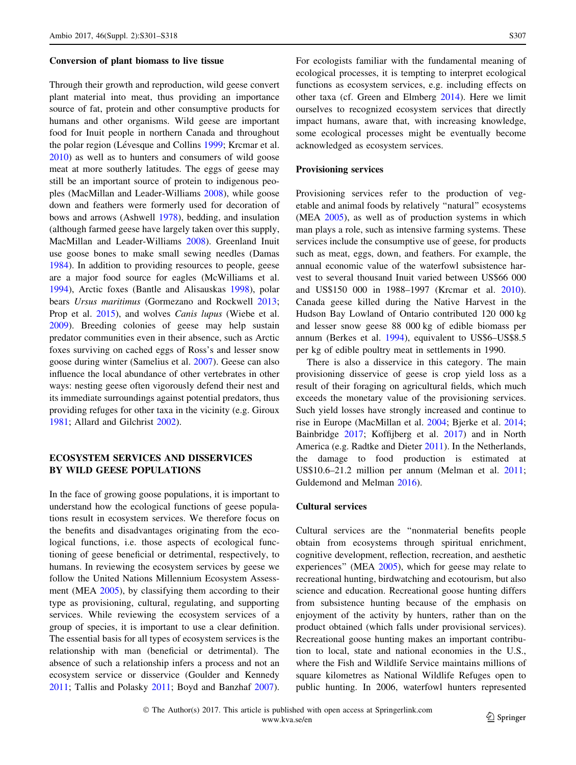### Conversion of plant biomass to live tissue

Through their growth and reproduction, wild geese convert plant material into meat, thus providing an importance source of fat, protein and other consumptive products for humans and other organisms. Wild geese are important food for Inuit people in northern Canada and throughout the polar region (Lévesque and Collins 1999; Krcmar et al. 2010) as well as to hunters and consumers of wild goose meat at more southerly latitudes. The eggs of geese may still be an important source of protein to indigenous peoples (MacMillan and Leader-Williams 2008), while goose down and feathers were formerly used for decoration of bows and arrows (Ashwell 1978), bedding, and insulation (although farmed geese have largely taken over this supply, MacMillan and Leader-Williams 2008). Greenland Inuit use goose bones to make small sewing needles (Damas 1984). In addition to providing resources to people, geese are a major food source for eagles (McWilliams et al. 1994), Arctic foxes (Bantle and Alisauskas 1998), polar bears *Ursus maritimus* (Gormezano and Rockwell 2013; Prop et al. 2015), and wolves *Canis lupus* (Wiebe et al. 2009). Breeding colonies of geese may help sustain predator communities even in their absence, such as Arctic foxes surviving on cached eggs of Ross's and lesser snow goose during winter (Samelius et al. 2007). Geese can also influence the local abundance of other vertebrates in other ways: nesting geese often vigorously defend their nest and its immediate surroundings against potential predators, thus providing refuges for other taxa in the vicinity (e.g. Giroux 1981; Allard and Gilchrist 2002).

## ECOSYSTEM SERVICES AND DISSERVICES BY WILD GEESE POPULATIONS

In the face of growing goose populations, it is important to understand how the ecological functions of geese populations result in ecosystem services. We therefore focus on the benefits and disadvantages originating from the ecological functions, i.e. those aspects of ecological functioning of geese beneficial or detrimental, respectively, to humans. In reviewing the ecosystem services by geese we follow the United Nations Millennium Ecosystem Assessment (MEA 2005), by classifying them according to their type as provisioning, cultural, regulating, and supporting services. While reviewing the ecosystem services of a group of species, it is important to use a clear definition. The essential basis for all types of ecosystem services is the relationship with man (beneficial or detrimental). The absence of such a relationship infers a process and not an ecosystem service or disservice (Goulder and Kennedy 2011; Tallis and Polasky 2011; Boyd and Banzhaf 2007). For ecologists familiar with the fundamental meaning of ecological processes, it is tempting to interpret ecological functions as ecosystem services, e.g. including effects on other taxa (cf. Green and Elmberg 2014). Here we limit ourselves to recognized ecosystem services that directly impact humans, aware that, with increasing knowledge, some ecological processes might be eventually become acknowledged as ecosystem services.

### Provisioning services

Provisioning services refer to the production of vegetable and animal foods by relatively "natural" ecosystems (MEA 2005), as well as of production systems in which man plays a role, such as intensive farming systems. These services include the consumptive use of geese, for products such as meat, eggs, down, and feathers. For example, the annual economic value of the waterfowl subsistence harvest to several thousand Inuit varied between US$66 000 and US$150 000 in 1988–1997 (Krcmar et al. 2010). Canada geese killed during the Native Harvest in the Hudson Bay Lowland of Ontario contributed 120 000 kg and lesser snow geese 88 000 kg of edible biomass per annum (Berkes et al. 1994), equivalent to US$6–US$8.5 per kg of edible poultry meat in settlements in 1990.

There is also a disservice in this category. The main provisioning disservice of geese is crop yield loss as a result of their foraging on agricultural fields, which much exceeds the monetary value of the provisioning services. Such yield losses have strongly increased and continue to rise in Europe (MacMillan et al. 2004; Bjerke et al. 2014; Bainbridge 2017; Koffijberg et al. 2017) and in North America (e.g. Radtke and Dieter 2011). In the Netherlands, the damage to food production is estimated at US$10.6–21.2 million per annum (Melman et al. 2011; Guldemond and Melman 2016).

### Cultural services

Cultural services are the "nonmaterial benefits people obtain from ecosystems through spiritual enrichment, cognitive development, reflection, recreation, and aesthetic experiences" (MEA 2005), which for geese may relate to recreational hunting, birdwatching and ecotourism, but also science and education. Recreational goose hunting differs from subsistence hunting because of the emphasis on enjoyment of the activity by hunters, rather than on the product obtained (which falls under provisional services). Recreational goose hunting makes an important contribution to local, state and national economies in the U.S., where the Fish and Wildlife Service maintains millions of square kilometres as National Wildlife Refuges open to public hunting. In 2006, waterfowl hunters represented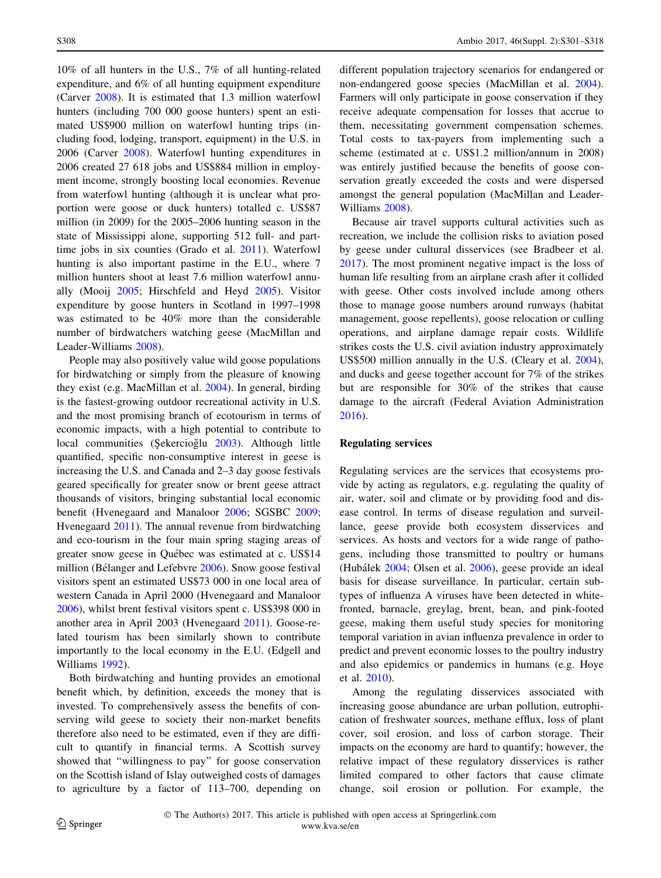10% of all hunters in the U.S., 7% of all hunting-related expenditure, and 6% of all hunting equipment expenditure (Carver 2008). It is estimated that 1.3 million waterfowl hunters (including 700 000 goose hunters) spent an estimated US$900 million on waterfowl hunting trips (including food, lodging, transport, equipment) in the U.S. in 2006 (Carver 2008). Waterfowl hunting expenditures in 2006 created 27 618 jobs and US$884 million in employment income, strongly boosting local economies. Revenue from waterfowl hunting (although it is unclear what proportion were goose or duck hunters) totalled c. US$87 million (in 2009) for the 2005–2006 hunting season in the state of Mississippi alone, supporting 512 full- and part-time jobs in six counties (Grado et al. 2011). Waterfowl hunting is also important pastime in the E.U., where 7 million hunters shoot at least 7.6 million waterfowl annually (Mooij 2005; Hirschfeld and Heyd 2005). Visitor expenditure by goose hunters in Scotland in 1997–1998 was estimated to be 40% more than the considerable number of birdwatchers watching geese (MacMillan and Leader-Williams 2008).

People may also positively value wild goose populations for birdwatching or simply from the pleasure of knowing they exist (e.g. MacMillan et al. 2004). In general, birding is the fastest-growing outdoor recreational activity in U.S. and the most promising branch of ecotourism in terms of economic impacts, with a high potential to contribute to local communities (Şekercioğlu 2003). Although little quantified, specific non-consumptive interest in geese is increasing the U.S. and Canada and 2–3 day goose festivals geared specifically for greater snow or brent geese attract thousands of visitors, bringing substantial local economic benefit (Hvenegaard and Manaloor 2006; SGSBC 2009; Hvenegaard 2011). The annual revenue from birdwatching and eco-tourism in the four main spring staging areas of greater snow geese in Québec was estimated at c. US$14 million (Bélanger and Lefebvre 2006). Snow goose festival visitors spent an estimated US$73 000 in one local area of western Canada in April 2000 (Hvenegaard and Manaloor 2006), whilst brent festival visitors spent c. US$398 000 in another area in April 2003 (Hvenegaard 2011). Goose-related tourism has been similarly shown to contribute importantly to the local economy in the E.U. (Edgell and Williams 1992).

Both birdwatching and hunting provides an emotional benefit which, by definition, exceeds the money that is invested. To comprehensively assess the benefits of conserving wild geese to society their non-market benefits therefore also need to be estimated, even if they are difficult to quantify in financial terms. A Scottish survey showed that “willingness to pay” for goose conservation on the Scottish island of Islay outweighed costs of damages to agriculture by a factor of 113–700, depending on different population trajectory scenarios for endangered or non-endangered goose species (MacMillan et al. 2004). Farmers will only participate in goose conservation if they receive adequate compensation for losses that accrue to them, necessitating government compensation schemes. Total costs to tax-payers from implementing such a scheme (estimated at c. US$1.2 million/annum in 2008) was entirely justified because the benefits of goose conservation greatly exceeded the costs and were dispersed amongst the general population (MacMillan and Leader-Williams 2008).

Because air travel supports cultural activities such as recreation, we include the collision risks to aviation posed by geese under cultural disservices (see Bradbeer et al. 2017). The most prominent negative impact is the loss of human life resulting from an airplane crash after it collided with geese. Other costs involved include among others those to manage goose numbers around runways (habitat management, goose repellents), goose relocation or culling operations, and airplane damage repair costs. Wildlife strikes costs the U.S. civil aviation industry approximately US$500 million annually in the U.S. (Cleary et al. 2004), and ducks and geese together account for 7% of the strikes but are responsible for 30% of the strikes that cause damage to the aircraft (Federal Aviation Administration 2016).

## Regulating services

Regulating services are the services that ecosystems provide by acting as regulators, e.g. regulating the quality of air, water, soil and climate or by providing food and disease control. In terms of disease regulation and surveillance, geese provide both ecosystem disservices and services. As hosts and vectors for a wide range of pathogens, including those transmitted to poultry or humans (Hubálek 2004; Olsen et al. 2006), geese provide an ideal basis for disease surveillance. In particular, certain subtypes of influenza A viruses have been detected in white-fronted, barnacle, greylag, brent, bean, and pink-footed geese, making them useful study species for monitoring temporal variation in avian influenza prevalence in order to predict and prevent economic losses to the poultry industry and also epidemics or pandemics in humans (e.g. Hoye et al. 2010).

Among the regulating disservices associated with increasing goose abundance are urban pollution, eutrophication of freshwater sources, methane efflux, loss of plant cover, soil erosion, and loss of carbon storage. Their impacts on the economy are hard to quantify; however, the relative impact of these regulatory disservices is rather limited compared to other factors that cause climate change, soil erosion or pollution. For example, the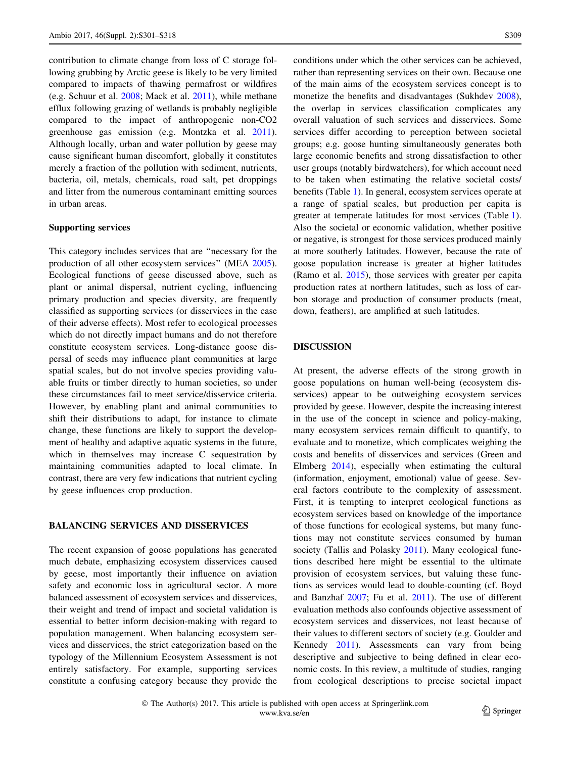contribution to climate change from loss of C storage following grubbing by Arctic geese is likely to be very limited compared to impacts of thawing permafrost or wildfires (e.g. Schuur et al. 2008; Mack et al. 2011), while methane efflux following grazing of wetlands is probably negligible compared to the impact of anthropogenic non-CO2 greenhouse gas emission (e.g. Montzka et al. 2011). Although locally, urban and water pollution by geese may cause significant human discomfort, globally it constitutes merely a fraction of the pollution with sediment, nutrients, bacteria, oil, metals, chemicals, road salt, pet droppings and litter from the numerous contaminant emitting sources in urban areas.

### Supporting services

This category includes services that are "necessary for the production of all other ecosystem services" (MEA 2005). Ecological functions of geese discussed above, such as plant or animal dispersal, nutrient cycling, influencing primary production and species diversity, are frequently classified as supporting services (or disservices in the case of their adverse effects). Most refer to ecological processes which do not directly impact humans and do not therefore constitute ecosystem services. Long-distance goose dispersal of seeds may influence plant communities at large spatial scales, but do not involve species providing valuable fruits or timber directly to human societies, so under these circumstances fail to meet service/disservice criteria. However, by enabling plant and animal communities to shift their distributions to adapt, for instance to climate change, these functions are likely to support the development of healthy and adaptive aquatic systems in the future, which in themselves may increase C sequestration by maintaining communities adapted to local climate. In contrast, there are very few indications that nutrient cycling by geese influences crop production.

## BALANCING SERVICES AND DISSERVICES

The recent expansion of goose populations has generated much debate, emphasizing ecosystem disservices caused by geese, most importantly their influence on aviation safety and economic loss in agricultural sector. A more balanced assessment of ecosystem services and disservices, their weight and trend of impact and societal validation is essential to better inform decision-making with regard to population management. When balancing ecosystem services and disservices, the strict categorization based on the typology of the Millennium Ecosystem Assessment is not entirely satisfactory. For example, supporting services constitute a confusing category because they provide the conditions under which the other services can be achieved, rather than representing services on their own. Because one of the main aims of the ecosystem services concept is to monetize the benefits and disadvantages (Sukhdev 2008), the overlap in services classification complicates any overall valuation of such services and disservices. Some services differ according to perception between societal groups; e.g. goose hunting simultaneously generates both large economic benefits and strong dissatisfaction to other user groups (notably birdwatchers), for which account need to be taken when estimating the relative societal costs/benefits (Table 1). In general, ecosystem services operate at a range of spatial scales, but production per capita is greater at temperate latitudes for most services (Table 1). Also the societal or economic validation, whether positive or negative, is strongest for those services produced mainly at more southerly latitudes. However, because the rate of goose population increase is greater at higher latitudes (Ramo et al. 2015), those services with greater per capita production rates at northern latitudes, such as loss of carbon storage and production of consumer products (meat, down, feathers), are amplified at such latitudes.

## DISCUSSION

At present, the adverse effects of the strong growth in goose populations on human well-being (ecosystem disservices) appear to be outweighing ecosystem services provided by geese. However, despite the increasing interest in the use of the concept in science and policy-making, many ecosystem services remain difficult to quantify, to evaluate and to monetize, which complicates weighing the costs and benefits of disservices and services (Green and Elmberg 2014), especially when estimating the cultural (information, enjoyment, emotional) value of geese. Several factors contribute to the complexity of assessment. First, it is tempting to interpret ecological functions as ecosystem services based on knowledge of the importance of those functions for ecological systems, but many functions may not constitute services consumed by human society (Tallis and Polasky 2011). Many ecological functions described here might be essential to the ultimate provision of ecosystem services, but valuing these functions as services would lead to double-counting (cf. Boyd and Banzhaf 2007; Fu et al. 2011). The use of different evaluation methods also confounds objective assessment of ecosystem services and disservices, not least because of their values to different sectors of society (e.g. Goulder and Kennedy 2011). Assessments can vary from being descriptive and subjective to being defined in clear economic costs. In this review, a multitude of studies, ranging from ecological descriptions to precise societal impact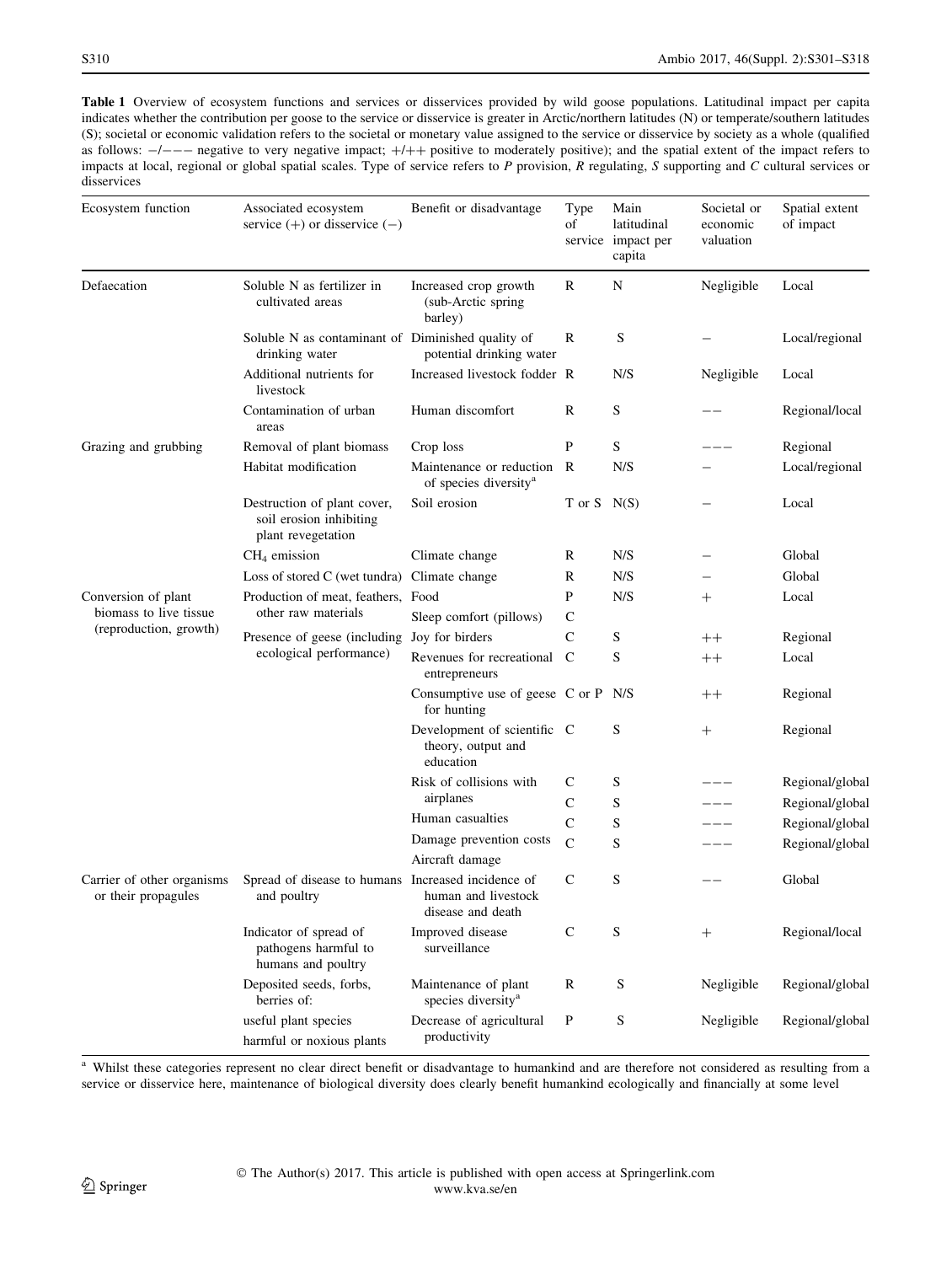**Table 1** Overview of ecosystem functions and services or disservices provided by wild goose populations. Latitudinal impact per capita indicates whether the contribution per goose to the service or disservice is greater in Arctic/northern latitudes (N) or temperate/southern latitudes (S); societal or economic validation refers to the societal or monetary value assigned to the service or disservice by society as a whole (qualified as follows: −/−−− negative to very negative impact; +/++ positive to moderately positive); and the spatial extent of the impact refers to impacts at local, regional or global spatial scales. Type of service refers to *P* provision, *R* regulating, *S* supporting and *C* cultural services or disservices

| Ecosystem function | Associated ecosystem service (+) or disservice (−) | Benefit or disadvantage | Type of service | Main latitudinal impact per capita | Societal or economic valuation | Spatial extent of impact |
|---|---|---|---|---|---|---|
| Defaecation | Soluble N as fertilizer in cultivated areas | Increased crop growth (sub-Arctic spring barley) | R | N | Negligible | Local |
| | Soluble N as contaminant of drinking water | Diminished quality of potential drinking water | R | S | − | Local/regional |
| | Additional nutrients for livestock | Increased livestock fodder | R | N/S | Negligible | Local |
| | Contamination of urban areas | Human discomfort | R | S | −− | Regional/local |
| Grazing and grubbing | Removal of plant biomass | Crop loss | P | S | −−− | Regional |
| | Habitat modification | Maintenance or reduction of species diversity[a] | R | N/S | − | Local/regional |
| | Destruction of plant cover, soil erosion inhibiting plant revegetation | Soil erosion | T or S | N(S) | − | Local |
| | $CH_4$ emission | Climate change | R | N/S | − | Global |
| | Loss of stored C (wet tundra) | Climate change | R | N/S | − | Global |
| Conversion of plant biomass to live tissue (reproduction, growth) | Production of meat, feathers, other raw materials | Food | P | N/S | + | Local |
| | | Sleep comfort (pillows) | C | | | |
| | Presence of geese (including ecological performance) | Joy for birders | C | S | ++ | Regional |
| | | Revenues for recreational entrepreneurs | C | S | ++ | Local |
| | | Consumptive use of geese for hunting | C or P | N/S | ++ | Regional |
| | | Development of scientific theory, output and education | C | S | + | Regional |
| | | Risk of collisions with airplanes | C | S | −−− | Regional/global |
| | | | C | S | −−− | Regional/global |
| | | Human casualties | C | S | −−− | Regional/global |
| | | Damage prevention costs | C | S | −−− | Regional/global |
| | | Aircraft damage | | | | |
| Carrier of other organisms or their propagules | Spread of disease to humans and poultry | Increased incidence of human and livestock disease and death | C | S | −− | Global |
| | Indicator of spread of pathogens harmful to humans and poultry | Improved disease surveillance | C | S | + | Regional/local |
| | Deposited seeds, forbs, berries of: | Maintenance of plant species diversity[a] | R | S | Negligible | Regional/global |
| | useful plant species<br>harmful or noxious plants | Decrease of agricultural productivity | P | S | Negligible | Regional/global |

[a] Whilst these categories represent no clear direct benefit or disadvantage to humankind and are therefore not considered as resulting from a service or disservice here, maintenance of biological diversity does clearly benefit humankind ecologically and financially at some level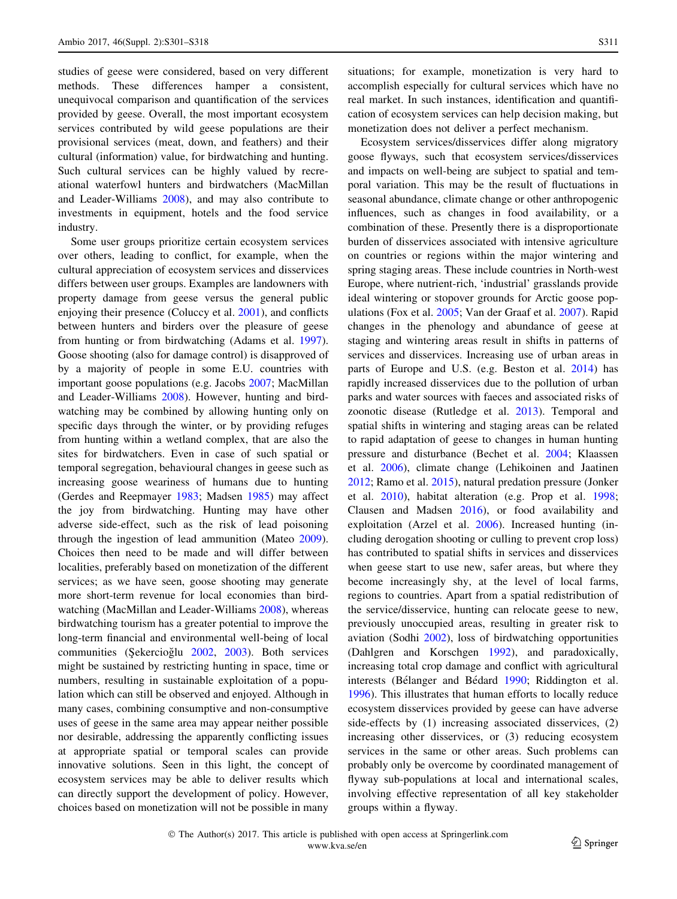studies of geese were considered, based on very different methods. These differences hamper a consistent, unequivocal comparison and quantification of the services provided by geese. Overall, the most important ecosystem services contributed by wild geese populations are their provisional services (meat, down, and feathers) and their cultural (information) value, for birdwatching and hunting. Such cultural services can be highly valued by recreational waterfowl hunters and birdwatchers (MacMillan and Leader-Williams 2008), and may also contribute to investments in equipment, hotels and the food service industry.

Some user groups prioritize certain ecosystem services over others, leading to conflict, for example, when the cultural appreciation of ecosystem services and disservices differs between user groups. Examples are landowners with property damage from geese versus the general public enjoying their presence (Coluccy et al. 2001), and conflicts between hunters and birders over the pleasure of geese from hunting or from birdwatching (Adams et al. 1997). Goose shooting (also for damage control) is disapproved of by a majority of people in some E.U. countries with important goose populations (e.g. Jacobs 2007; MacMillan and Leader-Williams 2008). However, hunting and birdwatching may be combined by allowing hunting only on specific days through the winter, or by providing refuges from hunting within a wetland complex, that are also the sites for birdwatchers. Even in case of such spatial or temporal segregation, behavioural changes in geese such as increasing goose weariness of humans due to hunting (Gerdes and Reepmayer 1983; Madsen 1985) may affect the joy from birdwatching. Hunting may have other adverse side-effect, such as the risk of lead poisoning through the ingestion of lead ammunition (Mateo 2009). Choices then need to be made and will differ between localities, preferably based on monetization of the different services; as we have seen, goose shooting may generate more short-term revenue for local economies than birdwatching (MacMillan and Leader-Williams 2008), whereas birdwatching tourism has a greater potential to improve the long-term financial and environmental well-being of local communities (Şekercioğlu 2002, 2003). Both services might be sustained by restricting hunting in space, time or numbers, resulting in sustainable exploitation of a population which can still be observed and enjoyed. Although in many cases, combining consumptive and non-consumptive uses of geese in the same area may appear neither possible nor desirable, addressing the apparently conflicting issues at appropriate spatial or temporal scales can provide innovative solutions. Seen in this light, the concept of ecosystem services may be able to deliver results which can directly support the development of policy. However, choices based on monetization will not be possible in many situations; for example, monetization is very hard to accomplish especially for cultural services which have no real market. In such instances, identification and quantification of ecosystem services can help decision making, but monetization does not deliver a perfect mechanism.

Ecosystem services/disservices differ along migratory goose flyways, such that ecosystem services/disservices and impacts on well-being are subject to spatial and temporal variation. This may be the result of fluctuations in seasonal abundance, climate change or other anthropogenic influences, such as changes in food availability, or a combination of these. Presently there is a disproportionate burden of disservices associated with intensive agriculture on countries or regions within the major wintering and spring staging areas. These include countries in North-west Europe, where nutrient-rich, 'industrial' grasslands provide ideal wintering or stopover grounds for Arctic goose populations (Fox et al. 2005; Van der Graaf et al. 2007). Rapid changes in the phenology and abundance of geese at staging and wintering areas result in shifts in patterns of services and disservices. Increasing use of urban areas in parts of Europe and U.S. (e.g. Beston et al. 2014) has rapidly increased disservices due to the pollution of urban parks and water sources with faeces and associated risks of zoonotic disease (Rutledge et al. 2013). Temporal and spatial shifts in wintering and staging areas can be related to rapid adaptation of geese to changes in human hunting pressure and disturbance (Bechet et al. 2004; Klaassen et al. 2006), climate change (Lehikoinen and Jaatinen 2012; Ramo et al. 2015), natural predation pressure (Jonker et al. 2010), habitat alteration (e.g. Prop et al. 1998; Clausen and Madsen 2016), or food availability and exploitation (Arzel et al. 2006). Increased hunting (including derogation shooting or culling to prevent crop loss) has contributed to spatial shifts in services and disservices when geese start to use new, safer areas, but where they become increasingly shy, at the level of local farms, regions to countries. Apart from a spatial redistribution of the service/disservice, hunting can relocate geese to new, previously unoccupied areas, resulting in greater risk to aviation (Sodhi 2002), loss of birdwatching opportunities (Dahlgren and Korschgen 1992), and paradoxically, increasing total crop damage and conflict with agricultural interests (Bélanger and Bédard 1990; Riddington et al. 1996). This illustrates that human efforts to locally reduce ecosystem disservices provided by geese can have adverse side-effects by (1) increasing associated disservices, (2) increasing other disservices, or (3) reducing ecosystem services in the same or other areas. Such problems can probably only be overcome by coordinated management of flyway sub-populations at local and international scales, involving effective representation of all key stakeholder groups within a flyway.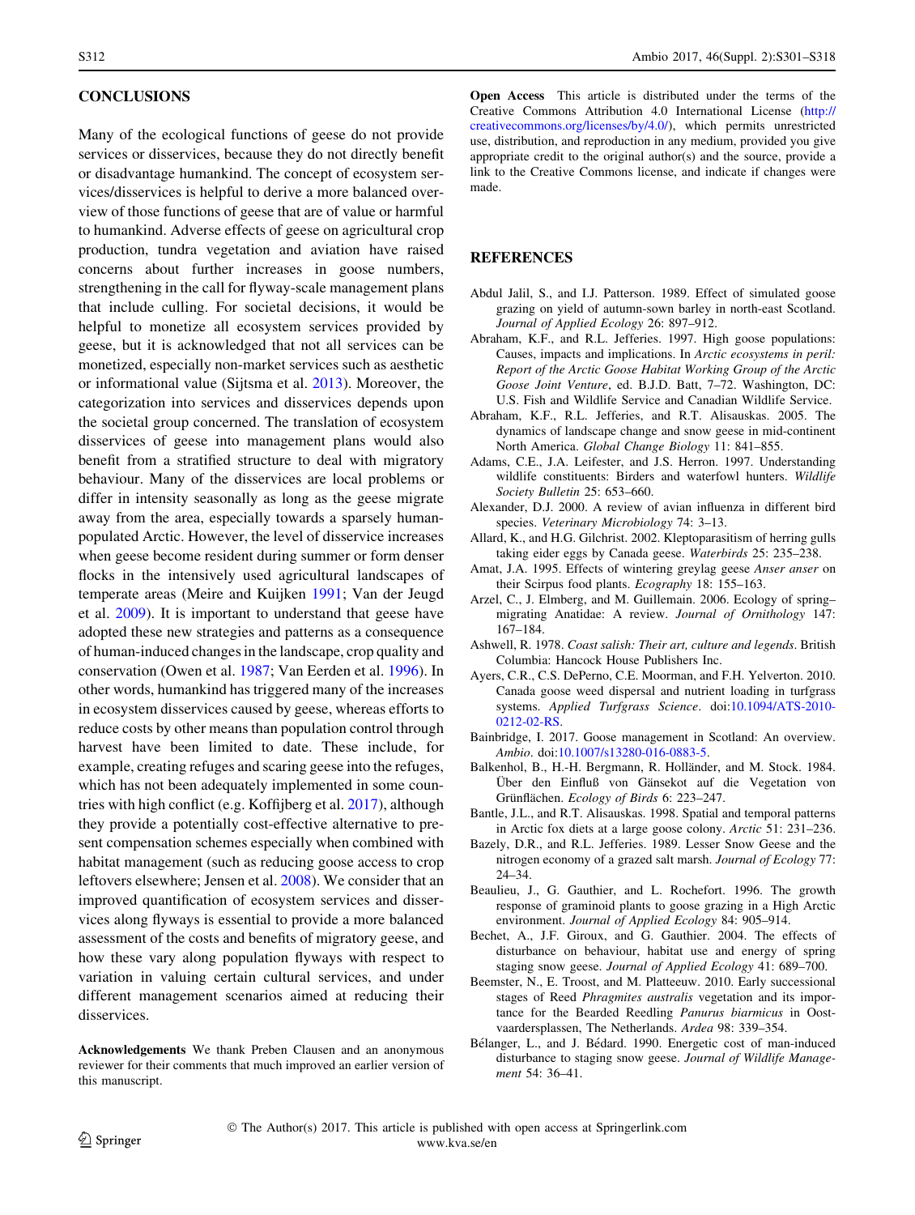## CONCLUSIONS

Many of the ecological functions of geese do not provide services or disservices, because they do not directly benefit or disadvantage humankind. The concept of ecosystem services/disservices is helpful to derive a more balanced overview of those functions of geese that are of value or harmful to humankind. Adverse effects of geese on agricultural crop production, tundra vegetation and aviation have raised concerns about further increases in goose numbers, strengthening in the call for flyway-scale management plans that include culling. For societal decisions, it would be helpful to monetize all ecosystem services provided by geese, but it is acknowledged that not all services can be monetized, especially non-market services such as aesthetic or informational value (Sijtsma et al. 2013). Moreover, the categorization into services and disservices depends upon the societal group concerned. The translation of ecosystem disservices of geese into management plans would also benefit from a stratified structure to deal with migratory behaviour. Many of the disservices are local problems or differ in intensity seasonally as long as the geese migrate away from the area, especially towards a sparsely human-populated Arctic. However, the level of disservice increases when geese become resident during summer or form denser flocks in the intensively used agricultural landscapes of temperate areas (Meire and Kuijken 1991; Van der Jeugd et al. 2009). It is important to understand that geese have adopted these new strategies and patterns as a consequence of human-induced changes in the landscape, crop quality and conservation (Owen et al. 1987; Van Eerden et al. 1996). In other words, humankind has triggered many of the increases in ecosystem disservices caused by geese, whereas efforts to reduce costs by other means than population control through harvest have been limited to date. These include, for example, creating refuges and scaring geese into the refuges, which has not been adequately implemented in some countries with high conflict (e.g. Koffijberg et al. 2017), although they provide a potentially cost-effective alternative to present compensation schemes especially when combined with habitat management (such as reducing goose access to crop leftovers elsewhere; Jensen et al. 2008). We consider that an improved quantification of ecosystem services and disservices along flyways is essential to provide a more balanced assessment of the costs and benefits of migratory geese, and how these vary along population flyways with respect to variation in valuing certain cultural services, and under different management scenarios aimed at reducing their disservices.

**Acknowledgements** We thank Preben Clausen and an anonymous reviewer for their comments that much improved an earlier version of this manuscript.

**Open Access** This article is distributed under the terms of the Creative Commons Attribution 4.0 International License (http://creativecommons.org/licenses/by/4.0/), which permits unrestricted use, distribution, and reproduction in any medium, provided you give appropriate credit to the original author(s) and the source, provide a link to the Creative Commons license, and indicate if changes were made.

## REFERENCES

Abdul Jalil, S., and I.J. Patterson. 1989. Effect of simulated goose grazing on yield of autumn-sown barley in north-east Scotland. *Journal of Applied Ecology* 26: 897–912.

Abraham, K.F., and R.L. Jefferies. 1997. High goose populations: Causes, impacts and implications. In *Arctic ecosystems in peril: Report of the Arctic Goose Habitat Working Group of the Arctic Goose Joint Venture*, ed. B.J.D. Batt, 7–72. Washington, DC: U.S. Fish and Wildlife Service and Canadian Wildlife Service.

Abraham, K.F., R.L. Jefferies, and R.T. Alisauskas. 2005. The dynamics of landscape change and snow geese in mid-continent North America. *Global Change Biology* 11: 841–855.

Adams, C.E., J.A. Leifester, and J.S. Herron. 1997. Understanding wildlife constituents: Birders and waterfowl hunters. *Wildlife Society Bulletin* 25: 653–660.

Alexander, D.J. 2000. A review of avian influenza in different bird species. *Veterinary Microbiology* 74: 3–13.

Allard, K., and H.G. Gilchrist. 2002. Kleptoparasitism of herring gulls taking eider eggs by Canada geese. *Waterbirds* 25: 235–238.

Amat, J.A. 1995. Effects of wintering greylag geese *Anser anser* on their Scirpus food plants. *Ecography* 18: 155–163.

Arzel, C., J. Elmberg, and M. Guillemain. 2006. Ecology of spring–migrating Anatidae: A review. *Journal of Ornithology* 147: 167–184.

Ashwell, R. 1978. *Coast salish: Their art, culture and legends*. British Columbia: Hancock House Publishers Inc.

Ayers, C.R., C.S. DePerno, C.E. Moorman, and F.H. Yelverton. 2010. Canada goose weed dispersal and nutrient loading in turfgrass systems. *Applied Turfgrass Science*. doi:10.1094/ATS-2010-0212-02-RS.

Bainbridge, I. 2017. Goose management in Scotland: An overview. *Ambio*. doi:10.1007/s13280-016-0883-5.

Balkenhol, B., H.-H. Bergmann, R. Holländer, and M. Stock. 1984. Über den Einfluß von Gänsekot auf die Vegetation von Grünflächen. *Ecology of Birds* 6: 223–247.

Bantle, J.L., and R.T. Alisauskas. 1998. Spatial and temporal patterns in Arctic fox diets at a large goose colony. *Arctic* 51: 231–236.

Bazely, D.R., and R.L. Jefferies. 1989. Lesser Snow Geese and the nitrogen economy of a grazed salt marsh. *Journal of Ecology* 77: 24–34.

Beaulieu, J., G. Gauthier, and L. Rochefort. 1996. The growth response of graminoid plants to goose grazing in a High Arctic environment. *Journal of Applied Ecology* 84: 905–914.

Bechet, A., J.F. Giroux, and G. Gauthier. 2004. The effects of disturbance on behaviour, habitat use and energy of spring staging snow geese. *Journal of Applied Ecology* 41: 689–700.

Beemster, N., E. Troost, and M. Platteeuw. 2010. Early successional stages of Reed *Phragmites australis* vegetation and its importance for the Bearded Reedling *Panurus biarmicus* in Oostvaardersplassen, The Netherlands. *Ardea* 98: 339–354.

Bélanger, L., and J. Bédard. 1990. Energetic cost of man-induced disturbance to staging snow geese. *Journal of Wildlife Management* 54: 36–41.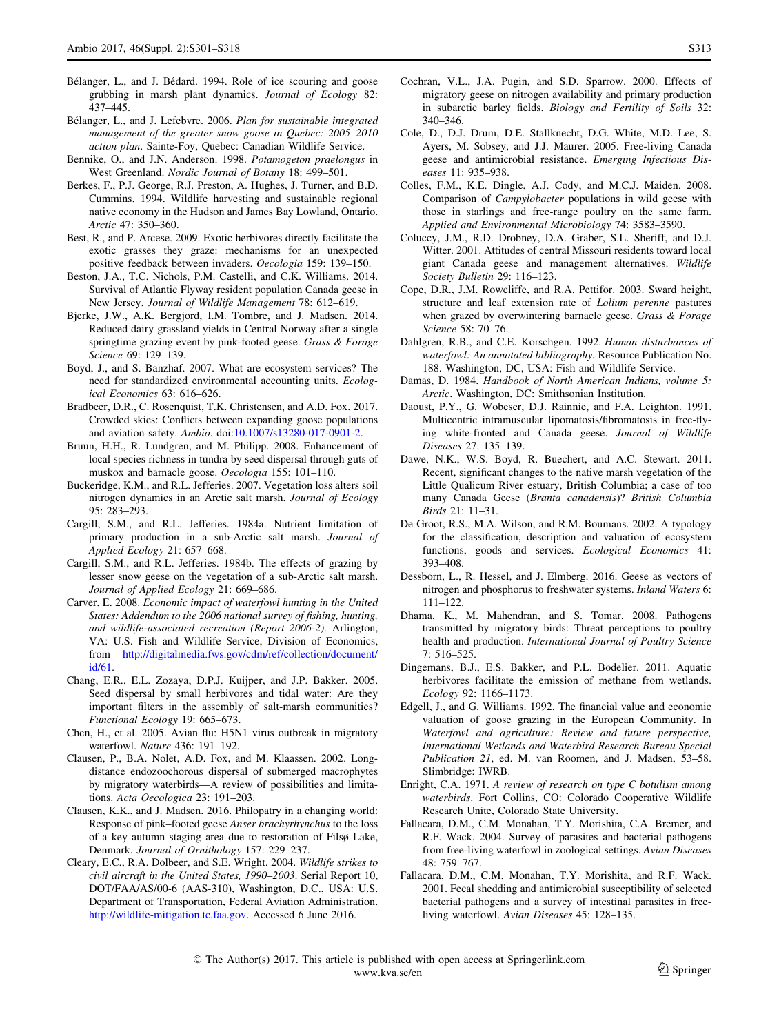Bélanger, L., and J. Bédard. 1994. Role of ice scouring and goose grubbing in marsh plant dynamics. *Journal of Ecology* 82: 437–445.

Bélanger, L., and J. Lefebvre. 2006. *Plan for sustainable integrated management of the greater snow goose in Quebec: 2005–2010 action plan*. Sainte-Foy, Quebec: Canadian Wildlife Service.

Bennike, O., and J.N. Anderson. 1998. *Potamogeton praelongus* in West Greenland. *Nordic Journal of Botany* 18: 499–501.

Berkes, F., P.J. George, R.J. Preston, A. Hughes, J. Turner, and B.D. Cummins. 1994. Wildlife harvesting and sustainable regional native economy in the Hudson and James Bay Lowland, Ontario. *Arctic* 47: 350–360.

Best, R., and P. Arcese. 2009. Exotic herbivores directly facilitate the exotic grasses they graze: mechanisms for an unexpected positive feedback between invaders. *Oecologia* 159: 139–150.

Beston, J.A., T.C. Nichols, P.M. Castelli, and C.K. Williams. 2014. Survival of Atlantic Flyway resident population Canada geese in New Jersey. *Journal of Wildlife Management* 78: 612–619.

Bjerke, J.W., A.K. Bergjord, I.M. Tombre, and J. Madsen. 2014. Reduced dairy grassland yields in Central Norway after a single springtime grazing event by pink-footed geese. *Grass & Forage Science* 69: 129–139.

Boyd, J., and S. Banzhaf. 2007. What are ecosystem services? The need for standardized environmental accounting units. *Ecological Economics* 63: 616–626.

Bradbeer, D.R., C. Rosenquist, T.K. Christensen, and A.D. Fox. 2017. Crowded skies: Conflicts between expanding goose populations and aviation safety. *Ambio*. doi:10.1007/s13280-017-0901-2.

Bruun, H.H., R. Lundgren, and M. Philipp. 2008. Enhancement of local species richness in tundra by seed dispersal through guts of muskox and barnacle goose. *Oecologia* 155: 101–110.

Buckeridge, K.M., and R.L. Jefferies. 2007. Vegetation loss alters soil nitrogen dynamics in an Arctic salt marsh. *Journal of Ecology* 95: 283–293.

Cargill, S.M., and R.L. Jefferies. 1984a. Nutrient limitation of primary production in a sub-Arctic salt marsh. *Journal of Applied Ecology* 21: 657–668.

Cargill, S.M., and R.L. Jefferies. 1984b. The effects of grazing by lesser snow geese on the vegetation of a sub-Arctic salt marsh. *Journal of Applied Ecology* 21: 669–686.

Carver, E. 2008. *Economic impact of waterfowl hunting in the United States: Addendum to the 2006 national survey of fishing, hunting, and wildlife-associated recreation (Report 2006-2)*. Arlington, VA: U.S. Fish and Wildlife Service, Division of Economics, from http://digitalmedia.fws.gov/cdm/ref/collection/document/id/61.

Chang, E.R., E.L. Zozaya, D.P.J. Kuijper, and J.P. Bakker. 2005. Seed dispersal by small herbivores and tidal water: Are they important filters in the assembly of salt-marsh communities? *Functional Ecology* 19: 665–673.

Chen, H., et al. 2005. Avian flu: H5N1 virus outbreak in migratory waterfowl. *Nature* 436: 191–192.

Clausen, P., B.A. Nolet, A.D. Fox, and M. Klaassen. 2002. Long-distance endozoochorous dispersal of submerged macrophytes by migratory waterbirds—A review of possibilities and limitations. *Acta Oecologica* 23: 191–203.

Clausen, K.K., and J. Madsen. 2016. Philopatry in a changing world: Response of pink–footed geese *Anser brachyrhynchus* to the loss of a key autumn staging area due to restoration of Filsø Lake, Denmark. *Journal of Ornithology* 157: 229–237.

Cleary, E.C., R.A. Dolbeer, and S.E. Wright. 2004. *Wildlife strikes to civil aircraft in the United States, 1990–2003*. Serial Report 10, DOT/FAA/AS/00-6 (AAS-310), Washington, D.C., USA: U.S. Department of Transportation, Federal Aviation Administration. http://wildlife-mitigation.tc.faa.gov. Accessed 6 June 2016.

Cochran, V.L., J.A. Pugin, and S.D. Sparrow. 2000. Effects of migratory geese on nitrogen availability and primary production in subarctic barley fields. *Biology and Fertility of Soils* 32: 340–346.

Cole, D., D.J. Drum, D.E. Stallknecht, D.G. White, M.D. Lee, S. Ayers, M. Sobsey, and J.J. Maurer. 2005. Free-living Canada geese and antimicrobial resistance. *Emerging Infectious Diseases* 11: 935–938.

Colles, F.M., K.E. Dingle, A.J. Cody, and M.C.J. Maiden. 2008. Comparison of *Campylobacter* populations in wild geese with those in starlings and free-range poultry on the same farm. *Applied and Environmental Microbiology* 74: 3583–3590.

Coluccy, J.M., R.D. Drobney, D.A. Graber, S.L. Sheriff, and D.J. Witter. 2001. Attitudes of central Missouri residents toward local giant Canada geese and management alternatives. *Wildlife Society Bulletin* 29: 116–123.

Cope, D.R., J.M. Rowcliffe, and R.A. Pettifor. 2003. Sward height, structure and leaf extension rate of *Lolium perenne* pastures when grazed by overwintering barnacle geese. *Grass & Forage Science* 58: 70–76.

Dahlgren, R.B., and C.E. Korschgen. 1992. *Human disturbances of waterfowl: An annotated bibliography*. Resource Publication No. 188. Washington, DC, USA: Fish and Wildlife Service.

Damas, D. 1984. *Handbook of North American Indians, volume 5: Arctic*. Washington, DC: Smithsonian Institution.

Daoust, P.Y., G. Wobeser, D.J. Rainnie, and F.A. Leighton. 1991. Multicentric intramuscular lipomatosis/fibromatosis in free-flying white-fronted and Canada geese. *Journal of Wildlife Diseases* 27: 135–139.

Dawe, N.K., W.S. Boyd, R. Buechert, and A.C. Stewart. 2011. Recent, significant changes to the native marsh vegetation of the Little Qualicum River estuary, British Columbia; a case of too many Canada Geese (*Branta canadensis*)? *British Columbia Birds* 21: 11–31.

De Groot, R.S., M.A. Wilson, and R.M. Boumans. 2002. A typology for the classification, description and valuation of ecosystem functions, goods and services. *Ecological Economics* 41: 393–408.

Dessborn, L., R. Hessel, and J. Elmberg. 2016. Geese as vectors of nitrogen and phosphorus to freshwater systems. *Inland Waters* 6: 111–122.

Dhama, K., M. Mahendran, and S. Tomar. 2008. Pathogens transmitted by migratory birds: Threat perceptions to poultry health and production. *International Journal of Poultry Science* 7: 516–525.

Dingemans, B.J., E.S. Bakker, and P.L. Bodelier. 2011. Aquatic herbivores facilitate the emission of methane from wetlands. *Ecology* 92: 1166–1173.

Edgell, J., and G. Williams. 1992. The financial value and economic valuation of goose grazing in the European Community. In *Waterfowl and agriculture: Review and future perspective, International Wetlands and Waterbird Research Bureau Special Publication 21*, ed. M. van Roomen, and J. Madsen, 53–58. Slimbridge: IWRB.

Enright, C.A. 1971. *A review of research on type C botulism among waterbirds*. Fort Collins, CO: Colorado Cooperative Wildlife Research Unite, Colorado State University.

Fallacara, D.M., C.M. Monahan, T.Y. Morishita, C.A. Bremer, and R.F. Wack. 2004. Survey of parasites and bacterial pathogens from free-living waterfowl in zoological settings. *Avian Diseases* 48: 759–767.

Fallacara, D.M., C.M. Monahan, T.Y. Morishita, and R.F. Wack. 2001. Fecal shedding and antimicrobial susceptibility of selected bacterial pathogens and a survey of intestinal parasites in free-living waterfowl. *Avian Diseases* 45: 128–135.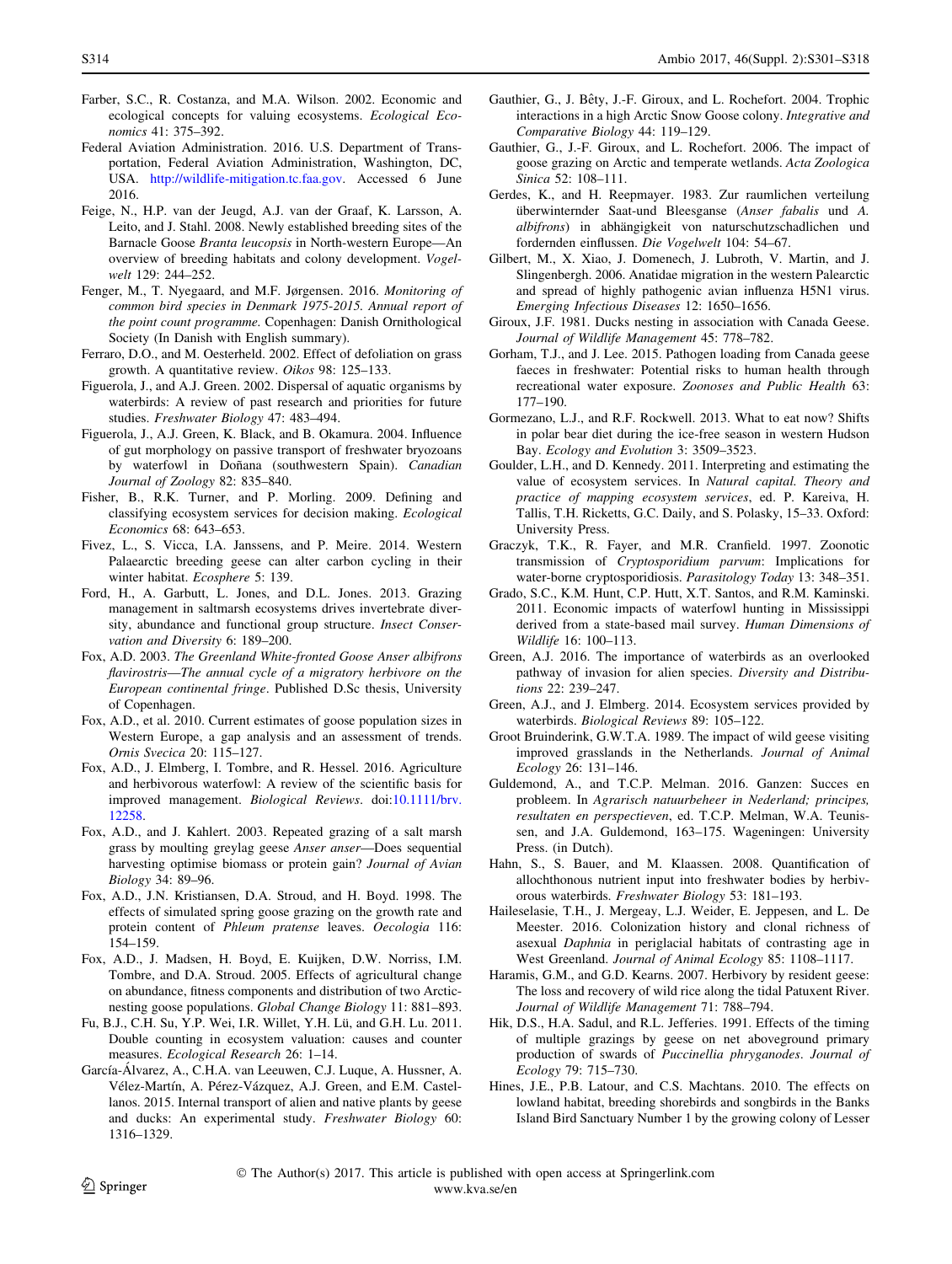Farber, S.C., R. Costanza, and M.A. Wilson. 2002. Economic and ecological concepts for valuing ecosystems. *Ecological Economics* 41: 375–392.

Federal Aviation Administration. 2016. U.S. Department of Transportation, Federal Aviation Administration, Washington, DC, USA. http://wildlife-mitigation.tc.faa.gov. Accessed 6 June 2016.

Feige, N., H.P. van der Jeugd, A.J. van der Graaf, K. Larsson, A. Leito, and J. Stahl. 2008. Newly established breeding sites of the Barnacle Goose *Branta leucopsis* in North-western Europe—An overview of breeding habitats and colony development. *Vogelwelt* 129: 244–252.

Fenger, M., T. Nyegaard, and M.F. Jørgensen. 2016. *Monitoring of common bird species in Denmark 1975-2015. Annual report of the point count programme.* Copenhagen: Danish Ornithological Society (In Danish with English summary).

Ferraro, D.O., and M. Oesterheld. 2002. Effect of defoliation on grass growth. A quantitative review. *Oikos* 98: 125–133.

Figuerola, J., and A.J. Green. 2002. Dispersal of aquatic organisms by waterbirds: A review of past research and priorities for future studies. *Freshwater Biology* 47: 483–494.

Figuerola, J., A.J. Green, K. Black, and B. Okamura. 2004. Influence of gut morphology on passive transport of freshwater bryozoans by waterfowl in Doñana (southwestern Spain). *Canadian Journal of Zoology* 82: 835–840.

Fisher, B., R.K. Turner, and P. Morling. 2009. Defining and classifying ecosystem services for decision making. *Ecological Economics* 68: 643–653.

Fivez, L., S. Vicca, I.A. Janssens, and P. Meire. 2014. Western Palaearctic breeding geese can alter carbon cycling in their winter habitat. *Ecosphere* 5: 139.

Ford, H., A. Garbutt, L. Jones, and D.L. Jones. 2013. Grazing management in saltmarsh ecosystems drives invertebrate diversity, abundance and functional group structure. *Insect Conservation and Diversity* 6: 189–200.

Fox, A.D. 2003. *The Greenland White-fronted Goose Anser albifrons flavirostris—The annual cycle of a migratory herbivore on the European continental fringe*. Published D.Sc thesis, University of Copenhagen.

Fox, A.D., et al. 2010. Current estimates of goose population sizes in Western Europe, a gap analysis and an assessment of trends. *Ornis Svecica* 20: 115–127.

Fox, A.D., J. Elmberg, I. Tombre, and R. Hessel. 2016. Agriculture and herbivorous waterfowl: A review of the scientific basis for improved management. *Biological Reviews*. doi:10.1111/brv.12258.

Fox, A.D., and J. Kahlert. 2003. Repeated grazing of a salt marsh grass by moulting greylag geese *Anser anser*—Does sequential harvesting optimise biomass or protein gain? *Journal of Avian Biology* 34: 89–96.

Fox, A.D., J.N. Kristiansen, D.A. Stroud, and H. Boyd. 1998. The effects of simulated spring goose grazing on the growth rate and protein content of *Phleum pratense* leaves. *Oecologia* 116: 154–159.

Fox, A.D., J. Madsen, H. Boyd, E. Kuijken, D.W. Norriss, I.M. Tombre, and D.A. Stroud. 2005. Effects of agricultural change on abundance, fitness components and distribution of two Arctic-nesting goose populations. *Global Change Biology* 11: 881–893.

Fu, B.J., C.H. Su, Y.P. Wei, I.R. Willet, Y.H. Lü, and G.H. Lu. 2011. Double counting in ecosystem valuation: causes and counter measures. *Ecological Research* 26: 1–14.

García-Álvarez, A., C.H.A. van Leeuwen, C.J. Luque, A. Hussner, A. Vélez-Martín, A. Pérez-Vázquez, A.J. Green, and E.M. Castellanos. 2015. Internal transport of alien and native plants by geese and ducks: An experimental study. *Freshwater Biology* 60: 1316–1329.

Gauthier, G., J. Bêty, J.-F. Giroux, and L. Rochefort. 2004. Trophic interactions in a high Arctic Snow Goose colony. *Integrative and Comparative Biology* 44: 119–129.

Gauthier, G., J.-F. Giroux, and L. Rochefort. 2006. The impact of goose grazing on Arctic and temperate wetlands. *Acta Zoologica Sinica* 52: 108–111.

Gerdes, K., and H. Reepmayer. 1983. Zur raumlichen verteilung überwinternder Saat-und Bleesganse (*Anser fabalis* und *A. albifrons*) in abhängigkeit von naturschutzschadlichen und fordernden einflussen. *Die Vogelwelt* 104: 54–67.

Gilbert, M., X. Xiao, J. Domenech, J. Lubroth, V. Martin, and J. Slingenbergh. 2006. Anatidae migration in the western Palearctic and spread of highly pathogenic avian influenza H5N1 virus. *Emerging Infectious Diseases* 12: 1650–1656.

Giroux, J.F. 1981. Ducks nesting in association with Canada Geese. *Journal of Wildlife Management* 45: 778–782.

Gorham, T.J., and J. Lee. 2015. Pathogen loading from Canada geese faeces in freshwater: Potential risks to human health through recreational water exposure. *Zoonoses and Public Health* 63: 177–190.

Gormezano, L.J., and R.F. Rockwell. 2013. What to eat now? Shifts in polar bear diet during the ice-free season in western Hudson Bay. *Ecology and Evolution* 3: 3509–3523.

Goulder, L.H., and D. Kennedy. 2011. Interpreting and estimating the value of ecosystem services. In *Natural capital. Theory and practice of mapping ecosystem services*, ed. P. Kareiva, H. Tallis, T.H. Ricketts, G.C. Daily, and S. Polasky, 15–33. Oxford: University Press.

Graczyk, T.K., R. Fayer, and M.R. Cranfield. 1997. Zoonotic transmission of *Cryptosporidium parvum*: Implications for water-borne cryptosporidiosis. *Parasitology Today* 13: 348–351.

Grado, S.C., K.M. Hunt, C.P. Hutt, X.T. Santos, and R.M. Kaminski. 2011. Economic impacts of waterfowl hunting in Mississippi derived from a state-based mail survey. *Human Dimensions of Wildlife* 16: 100–113.

Green, A.J. 2016. The importance of waterbirds as an overlooked pathway of invasion for alien species. *Diversity and Distributions* 22: 239–247.

Green, A.J., and J. Elmberg. 2014. Ecosystem services provided by waterbirds. *Biological Reviews* 89: 105–122.

Groot Bruinderink, G.W.T.A. 1989. The impact of wild geese visiting improved grasslands in the Netherlands. *Journal of Animal Ecology* 26: 131–146.

Guldemond, A., and T.C.P. Melman. 2016. Ganzen: Succes en probleem. In *Agrarisch natuurbeheer in Nederland; principes, resultaten en perspectieven*, ed. T.C.P. Melman, W.A. Teunissen, and J.A. Guldemond, 163–175. Wageningen: University Press. (in Dutch).

Hahn, S., S. Bauer, and M. Klaassen. 2008. Quantification of allochthonous nutrient input into freshwater bodies by herbivorous waterbirds. *Freshwater Biology* 53: 181–193.

Haileselasie, T.H., J. Mergeay, L.J. Weider, E. Jeppesen, and L. De Meester. 2016. Colonization history and clonal richness of asexual *Daphnia* in periglacial habitats of contrasting age in West Greenland. *Journal of Animal Ecology* 85: 1108–1117.

Haramis, G.M., and G.D. Kearns. 2007. Herbivory by resident geese: The loss and recovery of wild rice along the tidal Patuxent River. *Journal of Wildlife Management* 71: 788–794.

Hik, D.S., H.A. Sadul, and R.L. Jefferies. 1991. Effects of the timing of multiple grazings by geese on net aboveground primary production of swards of *Puccinellia phryganodes*. *Journal of Ecology* 79: 715–730.

Hines, J.E., P.B. Latour, and C.S. Machtans. 2010. The effects on lowland habitat, breeding shorebirds and songbirds in the Banks Island Bird Sanctuary Number 1 by the growing colony of Lesser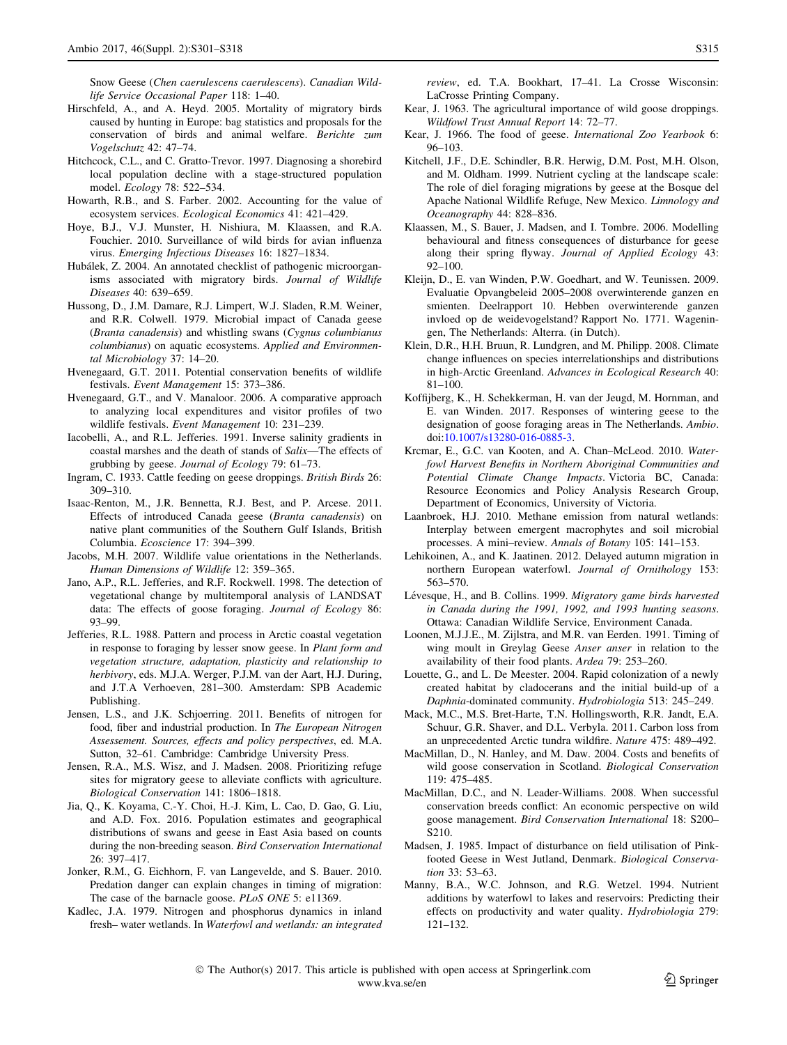Snow Geese (*Chen caerulescens caerulescens*). *Canadian Wildlife Service Occasional Paper* 118: 1–40.

Hirschfeld, A., and A. Heyd. 2005. Mortality of migratory birds caused by hunting in Europe: bag statistics and proposals for the conservation of birds and animal welfare. *Berichte zum Vogelschutz* 42: 47–74.

Hitchcock, C.L., and C. Gratto-Trevor. 1997. Diagnosing a shorebird local population decline with a stage-structured population model. *Ecology* 78: 522–534.

Howarth, R.B., and S. Farber. 2002. Accounting for the value of ecosystem services. *Ecological Economics* 41: 421–429.

Hoye, B.J., V.J. Munster, H. Nishiura, M. Klaassen, and R.A. Fouchier. 2010. Surveillance of wild birds for avian influenza virus. *Emerging Infectious Diseases* 16: 1827–1834.

Hubálek, Z. 2004. An annotated checklist of pathogenic microorganisms associated with migratory birds. *Journal of Wildlife Diseases* 40: 639–659.

Hussong, D., J.M. Damare, R.J. Limpert, W.J. Sladen, R.M. Weiner, and R.R. Colwell. 1979. Microbial impact of Canada geese (*Branta canadensis*) and whistling swans (*Cygnus columbianus columbianus*) on aquatic ecosystems. *Applied and Environmental Microbiology* 37: 14–20.

Hvenegaard, G.T. 2011. Potential conservation benefits of wildlife festivals. *Event Management* 15: 373–386.

Hvenegaard, G.T., and V. Manaloor. 2006. A comparative approach to analyzing local expenditures and visitor profiles of two wildlife festivals. *Event Management* 10: 231–239.

Iacobelli, A., and R.L. Jefferies. 1991. Inverse salinity gradients in coastal marshes and the death of stands of *Salix*—The effects of grubbing by geese. *Journal of Ecology* 79: 61–73.

Ingram, C. 1933. Cattle feeding on geese droppings. *British Birds* 26: 309–310.

Isaac-Renton, M., J.R. Bennetta, R.J. Best, and P. Arcese. 2011. Effects of introduced Canada geese (*Branta canadensis*) on native plant communities of the Southern Gulf Islands, British Columbia. *Ecoscience* 17: 394–399.

Jacobs, M.H. 2007. Wildlife value orientations in the Netherlands. *Human Dimensions of Wildlife* 12: 359–365.

Jano, A.P., R.L. Jefferies, and R.F. Rockwell. 1998. The detection of vegetational change by multitemporal analysis of LANDSAT data: The effects of goose foraging. *Journal of Ecology* 86: 93–99.

Jefferies, R.L. 1988. Pattern and process in Arctic coastal vegetation in response to foraging by lesser snow geese. In *Plant form and vegetation structure, adaptation, plasticity and relationship to herbivory*, eds. M.J.A. Werger, P.J.M. van der Aart, H.J. During, and J.T.A Verhoeven, 281–300. Amsterdam: SPB Academic Publishing.

Jensen, L.S., and J.K. Schjoerring. 2011. Benefits of nitrogen for food, fiber and industrial production. In *The European Nitrogen Assessement. Sources, effects and policy perspectives*, ed. M.A. Sutton, 32–61. Cambridge: Cambridge University Press.

Jensen, R.A., M.S. Wisz, and J. Madsen. 2008. Prioritizing refuge sites for migratory geese to alleviate conflicts with agriculture. *Biological Conservation* 141: 1806–1818.

Jia, Q., K. Koyama, C.-Y. Choi, H.-J. Kim, L. Cao, D. Gao, G. Liu, and A.D. Fox. 2016. Population estimates and geographical distributions of swans and geese in East Asia based on counts during the non-breeding season. *Bird Conservation International* 26: 397–417.

Jonker, R.M., G. Eichhorn, F. van Langevelde, and S. Bauer. 2010. Predation danger can explain changes in timing of migration: The case of the barnacle goose. *PLoS ONE* 5: e11369.

Kadlec, J.A. 1979. Nitrogen and phosphorus dynamics in inland fresh– water wetlands. In *Waterfowl and wetlands: an integrated review*, ed. T.A. Bookhart, 17–41. La Crosse Wisconsin: LaCrosse Printing Company.

Kear, J. 1963. The agricultural importance of wild goose droppings. *Wildfowl Trust Annual Report* 14: 72–77.

Kear, J. 1966. The food of geese. *International Zoo Yearbook* 6: 96–103.

Kitchell, J.F., D.E. Schindler, B.R. Herwig, D.M. Post, M.H. Olson, and M. Oldham. 1999. Nutrient cycling at the landscape scale: The role of diel foraging migrations by geese at the Bosque del Apache National Wildlife Refuge, New Mexico. *Limnology and Oceanography* 44: 828–836.

Klaassen, M., S. Bauer, J. Madsen, and I. Tombre. 2006. Modelling behavioural and fitness consequences of disturbance for geese along their spring flyway. *Journal of Applied Ecology* 43: 92–100.

Kleijn, D., E. van Winden, P.W. Goedhart, and W. Teunissen. 2009. Evaluatie Opvangbeleid 2005–2008 overwinterende ganzen en smienten. Deelrapport 10. Hebben overwinterende ganzen invloed op de weidevogelstand? Rapport No. 1771. Wageningen, The Netherlands: Alterra. (in Dutch).

Klein, D.R., H.H. Bruun, R. Lundgren, and M. Philipp. 2008. Climate change influences on species interrelationships and distributions in high-Arctic Greenland. *Advances in Ecological Research* 40: 81–100.

Koffijberg, K., H. Schekkerman, H. van der Jeugd, M. Hornman, and E. van Winden. 2017. Responses of wintering geese to the designation of goose foraging areas in The Netherlands. *Ambio*. doi:10.1007/s13280-016-0885-3.

Krcmar, E., G.C. van Kooten, and A. Chan–McLeod. 2010. *Waterfowl Harvest Benefits in Northern Aboriginal Communities and Potential Climate Change Impacts*. Victoria BC, Canada: Resource Economics and Policy Analysis Research Group, Department of Economics, University of Victoria.

Laanbroek, H.J. 2010. Methane emission from natural wetlands: Interplay between emergent macrophytes and soil microbial processes. A mini–review. *Annals of Botany* 105: 141–153.

Lehikoinen, A., and K. Jaatinen. 2012. Delayed autumn migration in northern European waterfowl. *Journal of Ornithology* 153: 563–570.

Lévesque, H., and B. Collins. 1999. *Migratory game birds harvested in Canada during the 1991, 1992, and 1993 hunting seasons*. Ottawa: Canadian Wildlife Service, Environment Canada.

Loonen, M.J.J.E., M. Zijlstra, and M.R. van Eerden. 1991. Timing of wing moult in Greylag Geese *Anser anser* in relation to the availability of their food plants. *Ardea* 79: 253–260.

Louette, G., and L. De Meester. 2004. Rapid colonization of a newly created habitat by cladocerans and the initial build-up of a *Daphnia*-dominated community. *Hydrobiologia* 513: 245–249.

Mack, M.C., M.S. Bret-Harte, T.N. Hollingsworth, R.R. Jandt, E.A. Schuur, G.R. Shaver, and D.L. Verbyla. 2011. Carbon loss from an unprecedented Arctic tundra wildfire. *Nature* 475: 489–492.

MacMillan, D., N. Hanley, and M. Daw. 2004. Costs and benefits of wild goose conservation in Scotland. *Biological Conservation* 119: 475–485.

MacMillan, D.C., and N. Leader-Williams. 2008. When successful conservation breeds conflict: An economic perspective on wild goose management. *Bird Conservation International* 18: S200–S210.

Madsen, J. 1985. Impact of disturbance on field utilisation of Pink-footed Geese in West Jutland, Denmark. *Biological Conservation* 33: 53–63.

Manny, B.A., W.C. Johnson, and R.G. Wetzel. 1994. Nutrient additions by waterfowl to lakes and reservoirs: Predicting their effects on productivity and water quality. *Hydrobiologia* 279: 121–132.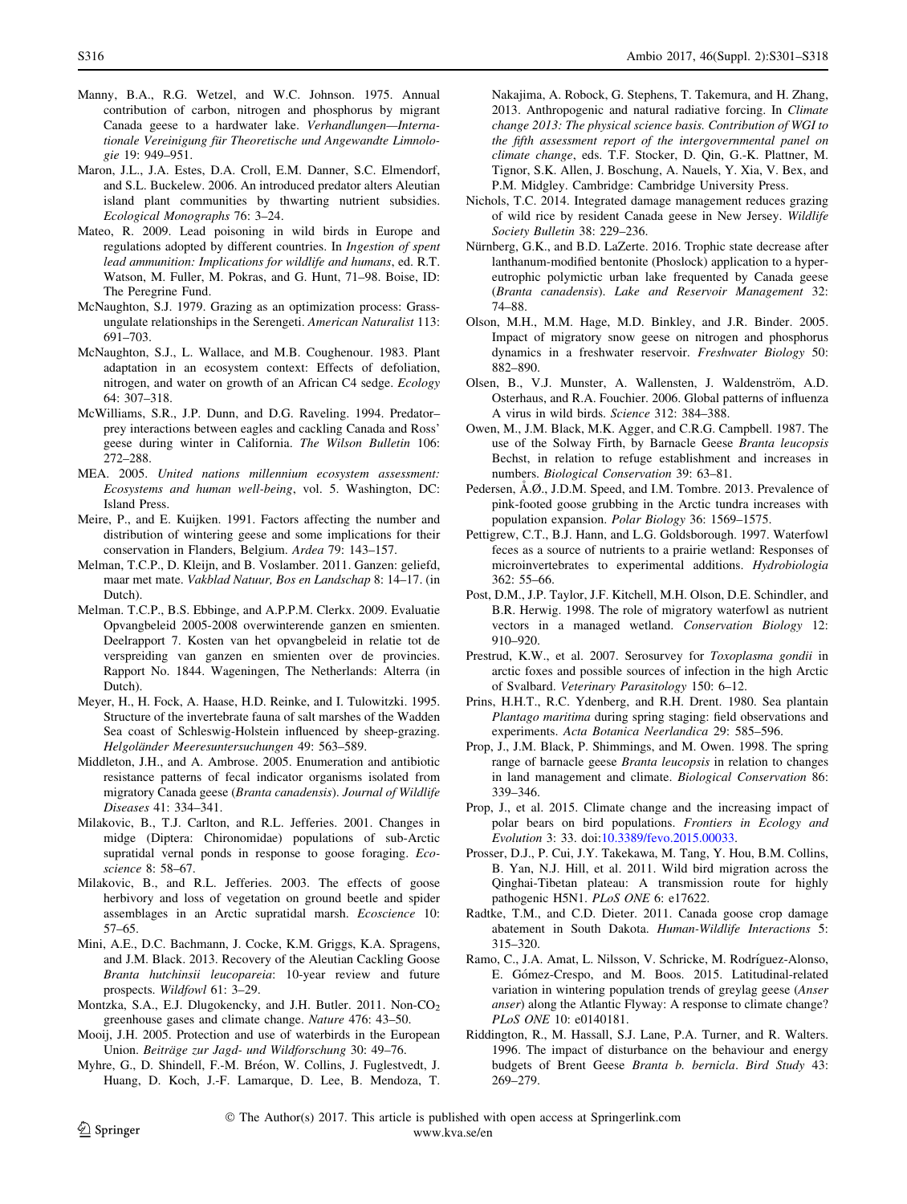Manny, B.A., R.G. Wetzel, and W.C. Johnson. 1975. Annual contribution of carbon, nitrogen and phosphorus by migrant Canada geese to a hardwater lake. *Verhandlungen—Internationale Vereinigung für Theoretische und Angewandte Limnologie* 19: 949–951.

Maron, J.L., J.A. Estes, D.A. Croll, E.M. Danner, S.C. Elmendorf, and S.L. Buckelew. 2006. An introduced predator alters Aleutian island plant communities by thwarting nutrient subsidies. *Ecological Monographs* 76: 3–24.

Mateo, R. 2009. Lead poisoning in wild birds in Europe and regulations adopted by different countries. In *Ingestion of spent lead ammunition: Implications for wildlife and humans*, ed. R.T. Watson, M. Fuller, M. Pokras, and G. Hunt, 71–98. Boise, ID: The Peregrine Fund.

McNaughton, S.J. 1979. Grazing as an optimization process: Grass-ungulate relationships in the Serengeti. *American Naturalist* 113: 691–703.

McNaughton, S.J., L. Wallace, and M.B. Coughenour. 1983. Plant adaptation in an ecosystem context: Effects of defoliation, nitrogen, and water on growth of an African C4 sedge. *Ecology* 64: 307–318.

McWilliams, S.R., J.P. Dunn, and D.G. Raveling. 1994. Predator–prey interactions between eagles and cackling Canada and Ross' geese during winter in California. *The Wilson Bulletin* 106: 272–288.

MEA. 2005. *United nations millennium ecosystem assessment: Ecosystems and human well-being*, vol. 5. Washington, DC: Island Press.

Meire, P., and E. Kuijken. 1991. Factors affecting the number and distribution of wintering geese and some implications for their conservation in Flanders, Belgium. *Ardea* 79: 143–157.

Melman, T.C.P., D. Kleijn, and B. Voslamber. 2011. Ganzen: geliefd, maar met mate. *Vakblad Natuur, Bos en Landschap* 8: 14–17. (in Dutch).

Melman. T.C.P., B.S. Ebbinge, and A.P.P.M. Clerkx. 2009. Evaluatie Opvangbeleid 2005-2008 overwinterende ganzen en smienten. Deelrapport 7. Kosten van het opvangbeleid in relatie tot de verspreiding van ganzen en smienten over de provincies. Rapport No. 1844. Wageningen, The Netherlands: Alterra (in Dutch).

Meyer, H., H. Fock, A. Haase, H.D. Reinke, and I. Tulowitzki. 1995. Structure of the invertebrate fauna of salt marshes of the Wadden Sea coast of Schleswig-Holstein influenced by sheep-grazing. *Helgoländer Meeresuntersuchungen* 49: 563–589.

Middleton, J.H., and A. Ambrose. 2005. Enumeration and antibiotic resistance patterns of fecal indicator organisms isolated from migratory Canada geese (*Branta canadensis*). *Journal of Wildlife Diseases* 41: 334–341.

Milakovic, B., T.J. Carlton, and R.L. Jefferies. 2001. Changes in midge (Diptera: Chironomidae) populations of sub-Arctic supratidal vernal ponds in response to goose foraging. *Ecoscience* 8: 58–67.

Milakovic, B., and R.L. Jefferies. 2003. The effects of goose herbivory and loss of vegetation on ground beetle and spider assemblages in an Arctic supratidal marsh. *Ecoscience* 10: 57–65.

Mini, A.E., D.C. Bachmann, J. Cocke, K.M. Griggs, K.A. Spragens, and J.M. Black. 2013. Recovery of the Aleutian Cackling Goose *Branta hutchinsii leucopareia*: 10-year review and future prospects. *Wildfowl* 61: 3–29.

Montzka, S.A., E.J. Dlugokencky, and J.H. Butler. 2011. Non-$CO_2$ greenhouse gases and climate change. *Nature* 476: 43–50.

Mooij, J.H. 2005. Protection and use of waterbirds in the European Union. *Beiträge zur Jagd- und Wildforschung* 30: 49–76.

Myhre, G., D. Shindell, F.-M. Bréon, W. Collins, J. Fuglestvedt, J. Huang, D. Koch, J.-F. Lamarque, D. Lee, B. Mendoza, T. Nakajima, A. Robock, G. Stephens, T. Takemura, and H. Zhang, 2013. Anthropogenic and natural radiative forcing. In *Climate change 2013: The physical science basis. Contribution of WGI to the fifth assessment report of the intergovernmental panel on climate change*, eds. T.F. Stocker, D. Qin, G.-K. Plattner, M. Tignor, S.K. Allen, J. Boschung, A. Nauels, Y. Xia, V. Bex, and P.M. Midgley. Cambridge: Cambridge University Press.

Nichols, T.C. 2014. Integrated damage management reduces grazing of wild rice by resident Canada geese in New Jersey. *Wildlife Society Bulletin* 38: 229–236.

Nürnberg, G.K., and B.D. LaZerte. 2016. Trophic state decrease after lanthanum-modified bentonite (Phoslock) application to a hyper-eutrophic polymictic urban lake frequented by Canada geese (*Branta canadensis*). *Lake and Reservoir Management* 32: 74–88.

Olson, M.H., M.M. Hage, M.D. Binkley, and J.R. Binder. 2005. Impact of migratory snow geese on nitrogen and phosphorus dynamics in a freshwater reservoir. *Freshwater Biology* 50: 882–890.

Olsen, B., V.J. Munster, A. Wallensten, J. Waldenström, A.D. Osterhaus, and R.A. Fouchier. 2006. Global patterns of influenza A virus in wild birds. *Science* 312: 384–388.

Owen, M., J.M. Black, M.K. Agger, and C.R.G. Campbell. 1987. The use of the Solway Firth, by Barnacle Geese *Branta leucopsis* Bechst, in relation to refuge establishment and increases in numbers. *Biological Conservation* 39: 63–81.

Pedersen, Å.Ø., J.D.M. Speed, and I.M. Tombre. 2013. Prevalence of pink-footed goose grubbing in the Arctic tundra increases with population expansion. *Polar Biology* 36: 1569–1575.

Pettigrew, C.T., B.J. Hann, and L.G. Goldsborough. 1997. Waterfowl feces as a source of nutrients to a prairie wetland: Responses of microinvertebrates to experimental additions. *Hydrobiologia* 362: 55–66.

Post, D.M., J.P. Taylor, J.F. Kitchell, M.H. Olson, D.E. Schindler, and B.R. Herwig. 1998. The role of migratory waterfowl as nutrient vectors in a managed wetland. *Conservation Biology* 12: 910–920.

Prestrud, K.W., et al. 2007. Serosurvey for *Toxoplasma gondii* in arctic foxes and possible sources of infection in the high Arctic of Svalbard. *Veterinary Parasitology* 150: 6–12.

Prins, H.H.T., R.C. Ydenberg, and R.H. Drent. 1980. Sea plantain *Plantago maritima* during spring staging: field observations and experiments. *Acta Botanica Neerlandica* 29: 585–596.

Prop, J., J.M. Black, P. Shimmings, and M. Owen. 1998. The spring range of barnacle geese *Branta leucopsis* in relation to changes in land management and climate. *Biological Conservation* 86: 339–346.

Prop, J., et al. 2015. Climate change and the increasing impact of polar bears on bird populations. *Frontiers in Ecology and Evolution* 3: 33. doi:10.3389/fevo.2015.00033.

Prosser, D.J., P. Cui, J.Y. Takekawa, M. Tang, Y. Hou, B.M. Collins, B. Yan, N.J. Hill, et al. 2011. Wild bird migration across the Qinghai-Tibetan plateau: A transmission route for highly pathogenic H5N1. *PLoS ONE* 6: e17622.

Radtke, T.M., and C.D. Dieter. 2011. Canada goose crop damage abatement in South Dakota. *Human-Wildlife Interactions* 5: 315–320.

Ramo, C., J.A. Amat, L. Nilsson, V. Schricke, M. Rodríguez-Alonso, E. Gómez-Crespo, and M. Boos. 2015. Latitudinal-related variation in wintering population trends of greylag geese (*Anser anser*) along the Atlantic Flyway: A response to climate change? *PLoS ONE* 10: e0140181.

Riddington, R., M. Hassall, S.J. Lane, P.A. Turner, and R. Walters. 1996. The impact of disturbance on the behaviour and energy budgets of Brent Geese *Branta b. bernicla*. *Bird Study* 43: 269–279.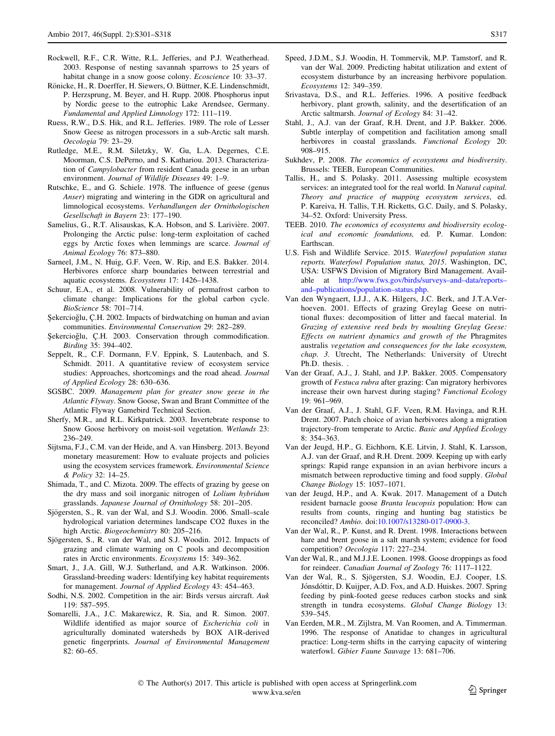Rockwell, R.F., C.R. Witte, R.L. Jefferies, and P.J. Weatherhead. 2003. Response of nesting savannah sparrows to 25 years of habitat change in a snow goose colony. *Ecoscience* 10: 33–37.

Rönicke, H., R. Doerffer, H. Siewers, O. Büttner, K.E. Lindenschmidt, P. Herzsprung, M. Beyer, and H. Rupp. 2008. Phosphorus input by Nordic geese to the eutrophic Lake Arendsee, Germany. *Fundamental and Applied Limnology* 172: 111–119.

Ruess, R.W., D.S. Hik, and R.L. Jefferies. 1989. The role of Lesser Snow Geese as nitrogen processors in a sub-Arctic salt marsh. *Oecologia* 79: 23–29.

Rutledge, M.E., R.M. Siletzky, W. Gu, L.A. Degernes, C.E. Moorman, C.S. DePerno, and S. Kathariou. 2013. Characterization of *Campylobacter* from resident Canada geese in an urban environment. *Journal of Wildlife Diseases* 49: 1–9.

Rutschke, E., and G. Schiele. 1978. The influence of geese (genus *Anser*) migrating and wintering in the GDR on agricultural and limnological ecosystems. *Verhandlungen der Ornithologischen Gesellschaft in Bayern* 23: 177–190.

Samelius, G., R.T. Alisauskas, K.A. Hobson, and S. Larivière. 2007. Prolonging the Arctic pulse: long-term exploitation of cached eggs by Arctic foxes when lemmings are scarce. *Journal of Animal Ecology* 76: 873–880.

Sarneel, J.M., N. Huig, G.F. Veen, W. Rip, and E.S. Bakker. 2014. Herbivores enforce sharp boundaries between terrestrial and aquatic ecosystems. *Ecosystems* 17: 1426–1438.

Schuur, E.A., et al. 2008. Vulnerability of permafrost carbon to climate change: Implications for the global carbon cycle. *BioScience* 58: 701–714.

Şekercioğlu, Ç.H. 2002. Impacts of birdwatching on human and avian communities. *Environmental Conservation* 29: 282–289.

Şekercioğlu, Ç.H. 2003. Conservation through commodification. *Birding* 35: 394–402.

Seppelt, R., C.F. Dormann, F.V. Eppink, S. Lautenbach, and S. Schmidt. 2011. A quantitative review of ecosystem service studies: Approaches, shortcomings and the road ahead. *Journal of Applied Ecology* 28: 630–636.

SGSBC. 2009. *Management plan for greater snow geese in the Atlantic Flyway*. Snow Goose, Swan and Brant Committee of the Atlantic Flyway Gamebird Technical Section.

Sherfy, M.R., and R.L. Kirkpatrick. 2003. Invertebrate response to Snow Goose herbivory on moist-soil vegetation. *Wetlands* 23: 236–249.

Sijtsma, F.J., C.M. van der Heide, and A. van Hinsberg. 2013. Beyond monetary measurement: How to evaluate projects and policies using the ecosystem services framework. *Environmental Science & Policy* 32: 14–25.

Shimada, T., and C. Mizota. 2009. The effects of grazing by geese on the dry mass and soil inorganic nitrogen of *Lolium hybridum* grasslands. *Japanese Journal of Ornithology* 58: 201–205.

Sjögersten, S., R. van der Wal, and S.J. Woodin. 2006. Small–scale hydrological variation determines landscape CO2 fluxes in the high Arctic. *Biogeochemistry* 80: 205–216.

Sjögersten, S., R. van der Wal, and S.J. Woodin. 2012. Impacts of grazing and climate warming on C pools and decomposition rates in Arctic environments. *Ecosystems* 15: 349–362.

Smart, J., J.A. Gill, W.J. Sutherland, and A.R. Watkinson. 2006. Grassland-breeding waders: Identifying key habitat requirements for management. *Journal of Applied Ecology* 43: 454–463.

Sodhi, N.S. 2002. Competition in the air: Birds versus aircraft. *Auk* 119: 587–595.

Somarelli, J.A., J.C. Makarewicz, R. Sia, and R. Simon. 2007. Wildlife identified as major source of *Escherichia coli* in agriculturally dominated watersheds by BOX A1R-derived genetic fingerprints. *Journal of Environmental Management* 82: 60–65.

Speed, J.D.M., S.J. Woodin, H. Tommervik, M.P. Tamstorf, and R. van der Wal. 2009. Predicting habitat utilization and extent of ecosystem disturbance by an increasing herbivore population. *Ecosystems* 12: 349–359.

Srivastava, D.S., and R.L. Jefferies. 1996. A positive feedback herbivory, plant growth, salinity, and the desertification of an Arctic saltmarsh. *Journal of Ecology* 84: 31–42.

Stahl, J., A.J. van der Graaf, R.H. Drent, and J.P. Bakker. 2006. Subtle interplay of competition and facilitation among small herbivores in coastal grasslands. *Functional Ecology* 20: 908–915.

Sukhdev, P. 2008. *The economics of ecosystems and biodiversity*. Brussels: TEEB, European Communities.

Tallis, H., and S. Polasky. 2011. Assessing multiple ecosystem services: an integrated tool for the real world. In *Natural capital. Theory and practice of mapping ecosystem services*, ed. P. Kareiva, H. Tallis, T.H. Ricketts, G.C. Daily, and S. Polasky, 34–52. Oxford: University Press.

TEEB. 2010. *The economics of ecosystems and biodiversity ecological and economic foundations,* ed. P. Kumar. London: Earthscan.

U.S. Fish and Wildlife Service. 2015. *Waterfowl population status reports. Waterfowl Population status, 2015*. Washington, DC, USA: USFWS Division of Migratory Bird Management. Available at http://www.fws.gov/birds/surveys–and–data/reports–and–publications/population–status.php.

Van den Wyngaert, I.J.J., A.K. Hilgers, J.C. Berk, and J.T.A.Verhoeven. 2001. Effects of grazing Greylag Geese on nutritional fluxes: decomposition of litter and faecal material. In *Grazing of extensive reed beds by moulting Greylag Geese: Effects on nutrient dynamics and growth of the* Phragmites australis *vegetation and consequences for the lake ecosystem, chap. 3*. Utrecht, The Netherlands: University of Utrecht Ph.D. thesis. .

Van der Graaf, A.J., J. Stahl, and J.P. Bakker. 2005. Compensatory growth of *Festuca rubra* after grazing: Can migratory herbivores increase their own harvest during staging? *Functional Ecology* 19: 961–969.

Van der Graaf, A.J., J. Stahl, G.F. Veen, R.M. Havinga, and R.H. Drent. 2007. Patch choice of avian herbivores along a migration trajectory-from temperate to Arctic. *Basic and Applied Ecology* 8: 354–363.

Van der Jeugd, H.P., G. Eichhorn, K.E. Litvin, J. Stahl, K. Larsson, A.J. van der Graaf, and R.H. Drent. 2009. Keeping up with early springs: Rapid range expansion in an avian herbivore incurs a mismatch between reproductive timing and food supply. *Global Change Biology* 15: 1057–1071.

van der Jeugd, H.P., and A. Kwak. 2017. Management of a Dutch resident barnacle goose *Branta leucopsis* population: How can results from counts, ringing and hunting bag statistics be reconciled? *Ambio*. doi:10.1007/s13280-017-0900-3.

Van der Wal, R., P. Kunst, and R. Drent. 1998. Interactions between hare and brent goose in a salt marsh system; evidence for food competition? *Oecologia* 117: 227–234.

Van der Wal, R., and M.J.J.E. Loonen. 1998. Goose droppings as food for reindeer. *Canadian Journal of Zoology* 76: 1117–1122.

Van der Wal, R., S. Sjögersten, S.J. Woodin, E.J. Cooper, I.S. Jónsdóttir, D. Kuijper, A.D. Fox, and A.D. Huiskes. 2007. Spring feeding by pink-footed geese reduces carbon stocks and sink strength in tundra ecosystems. *Global Change Biology* 13: 539–545.

Van Eerden, M.R., M. Zijlstra, M. Van Roomen, and A. Timmerman. 1996. The response of Anatidae to changes in agricultural practice: Long-term shifts in the carrying capacity of wintering waterfowl. *Gibier Faune Sauvage* 13: 681–706.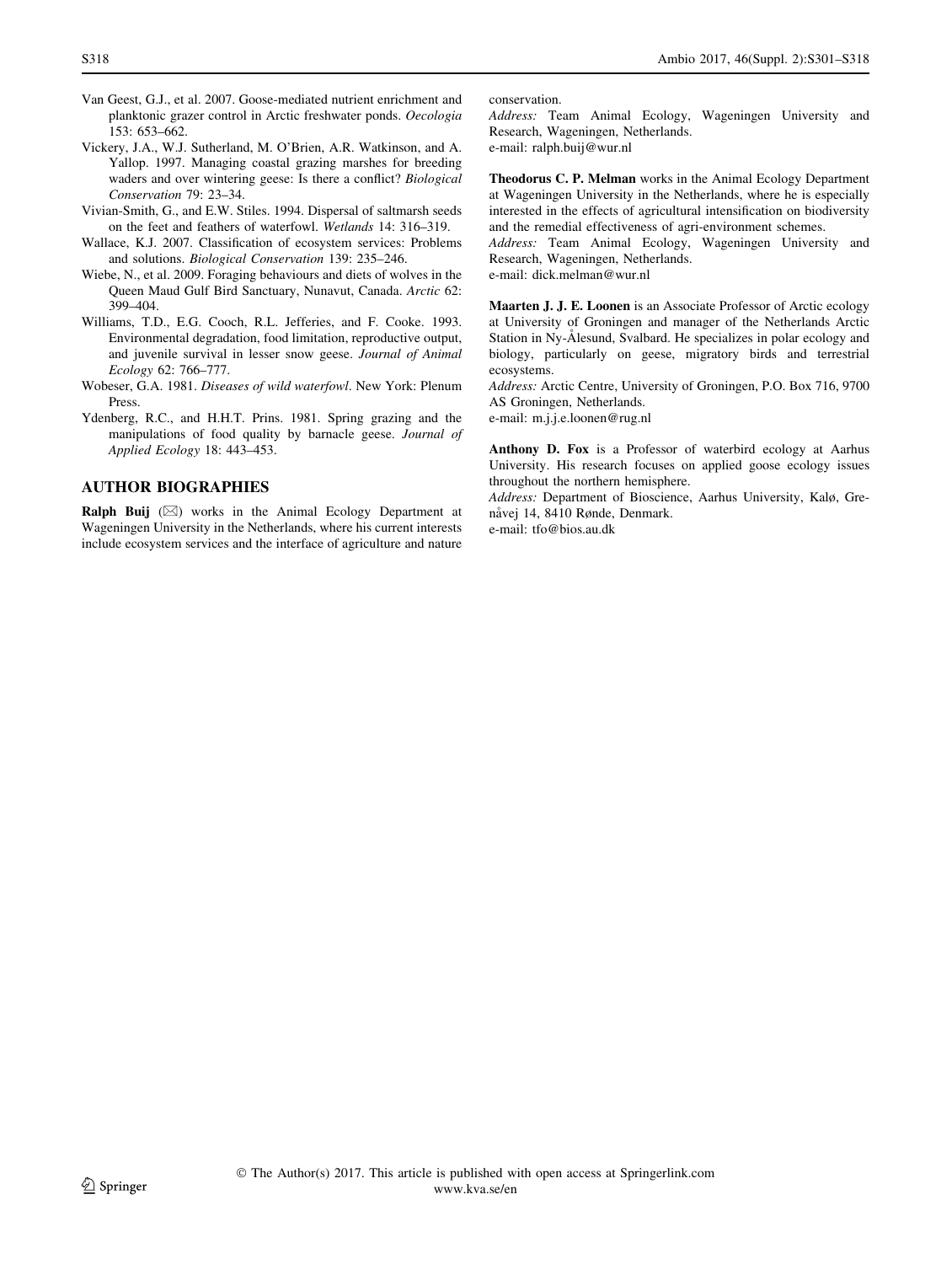Van Geest, G.J., et al. 2007. Goose-mediated nutrient enrichment and planktonic grazer control in Arctic freshwater ponds. *Oecologia* 153: 653–662.

Vickery, J.A., W.J. Sutherland, M. O'Brien, A.R. Watkinson, and A. Yallop. 1997. Managing coastal grazing marshes for breeding waders and over wintering geese: Is there a conflict? *Biological Conservation* 79: 23–34.

Vivian-Smith, G., and E.W. Stiles. 1994. Dispersal of saltmarsh seeds on the feet and feathers of waterfowl. *Wetlands* 14: 316–319.

Wallace, K.J. 2007. Classification of ecosystem services: Problems and solutions. *Biological Conservation* 139: 235–246.

Wiebe, N., et al. 2009. Foraging behaviours and diets of wolves in the Queen Maud Gulf Bird Sanctuary, Nunavut, Canada. *Arctic* 62: 399–404.

Williams, T.D., E.G. Cooch, R.L. Jefferies, and F. Cooke. 1993. Environmental degradation, food limitation, reproductive output, and juvenile survival in lesser snow geese. *Journal of Animal Ecology* 62: 766–777.

Wobeser, G.A. 1981. *Diseases of wild waterfowl*. New York: Plenum Press.

Ydenberg, R.C., and H.H.T. Prins. 1981. Spring grazing and the manipulations of food quality by barnacle geese. *Journal of Applied Ecology* 18: 443–453.

## AUTHOR BIOGRAPHIES

**Ralph Buij** (✉) works in the Animal Ecology Department at Wageningen University in the Netherlands, where his current interests include ecosystem services and the interface of agriculture and nature conservation.
*Address:* Team Animal Ecology, Wageningen University and Research, Wageningen, Netherlands.
e-mail: ralph.buij@wur.nl

**Theodorus C. P. Melman** works in the Animal Ecology Department at Wageningen University in the Netherlands, where he is especially interested in the effects of agricultural intensification on biodiversity and the remedial effectiveness of agri-environment schemes.
*Address:* Team Animal Ecology, Wageningen University and Research, Wageningen, Netherlands.
e-mail: dick.melman@wur.nl

**Maarten J. J. E. Loonen** is an Associate Professor of Arctic ecology at University of Groningen and manager of the Netherlands Arctic Station in Ny-Ålesund, Svalbard. He specializes in polar ecology and biology, particularly on geese, migratory birds and terrestrial ecosystems.
*Address:* Arctic Centre, University of Groningen, P.O. Box 716, 9700 AS Groningen, Netherlands.
e-mail: m.j.j.e.loonen@rug.nl

**Anthony D. Fox** is a Professor of waterbird ecology at Aarhus University. His research focuses on applied goose ecology issues throughout the northern hemisphere.
*Address:* Department of Bioscience, Aarhus University, Kalø, Grenåvej 14, 8410 Rønde, Denmark.
e-mail: tfo@bios.au.dk